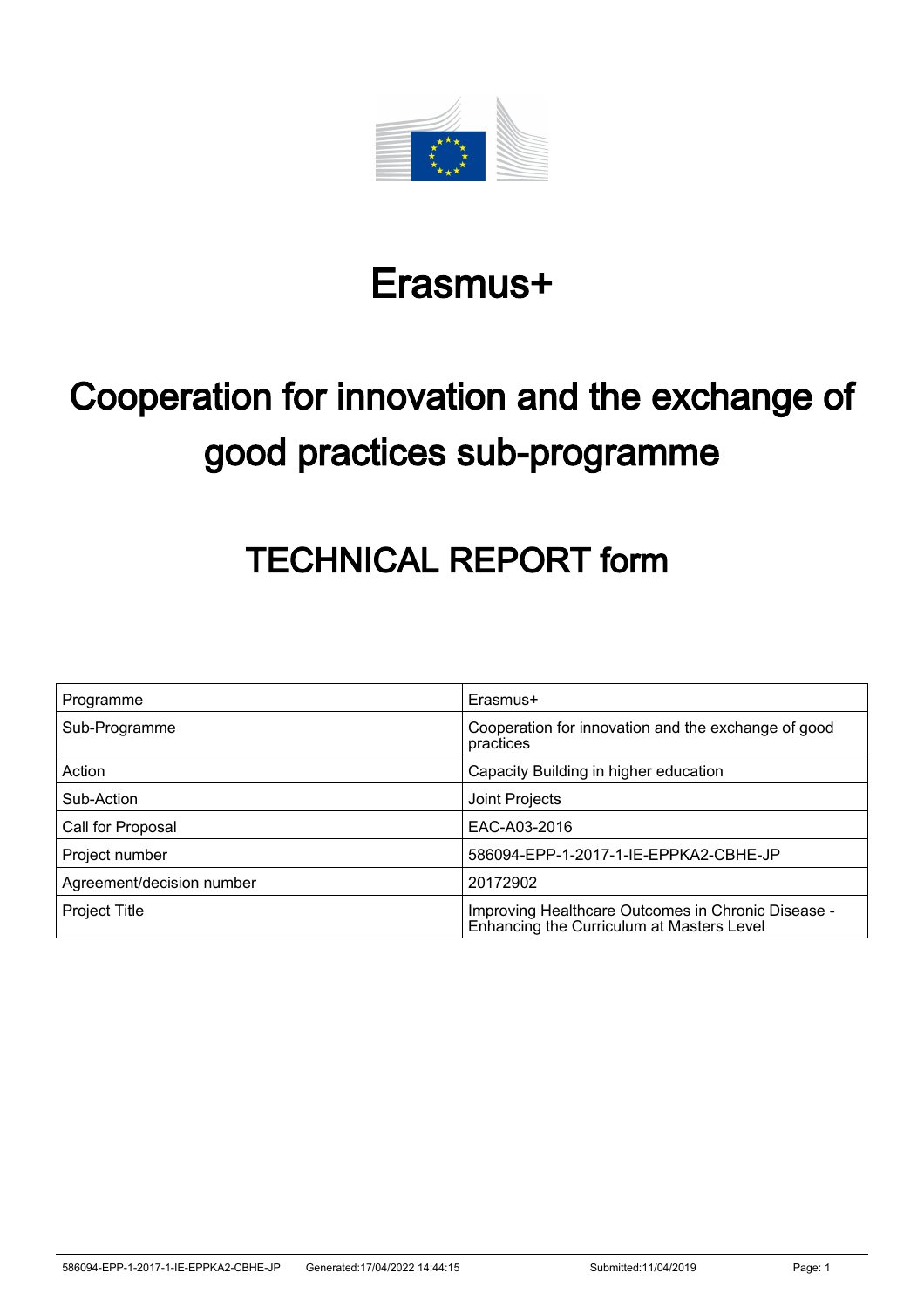# Erasmus+

# Cooperation for innovation and the exchange of good practices sub-programme

## TECHNICAL REPORT form

| Programme | Erasmus+ |
|---|---|
| Sub-Programme | Cooperation for innovation and the exchange of good practices |
| Action | Capacity Building in higher education |
| Sub-Action | Joint Projects |
| Call for Proposal | EAC-A03-2016 |
| Project number | 586094-EPP-1-2017-1-IE-EPPKA2-CBHE-JP |
| Agreement/decision number | 20172902 |
| Project Title | Improving Healthcare Outcomes in Chronic Disease - Enhancing the Curriculum at Masters Level |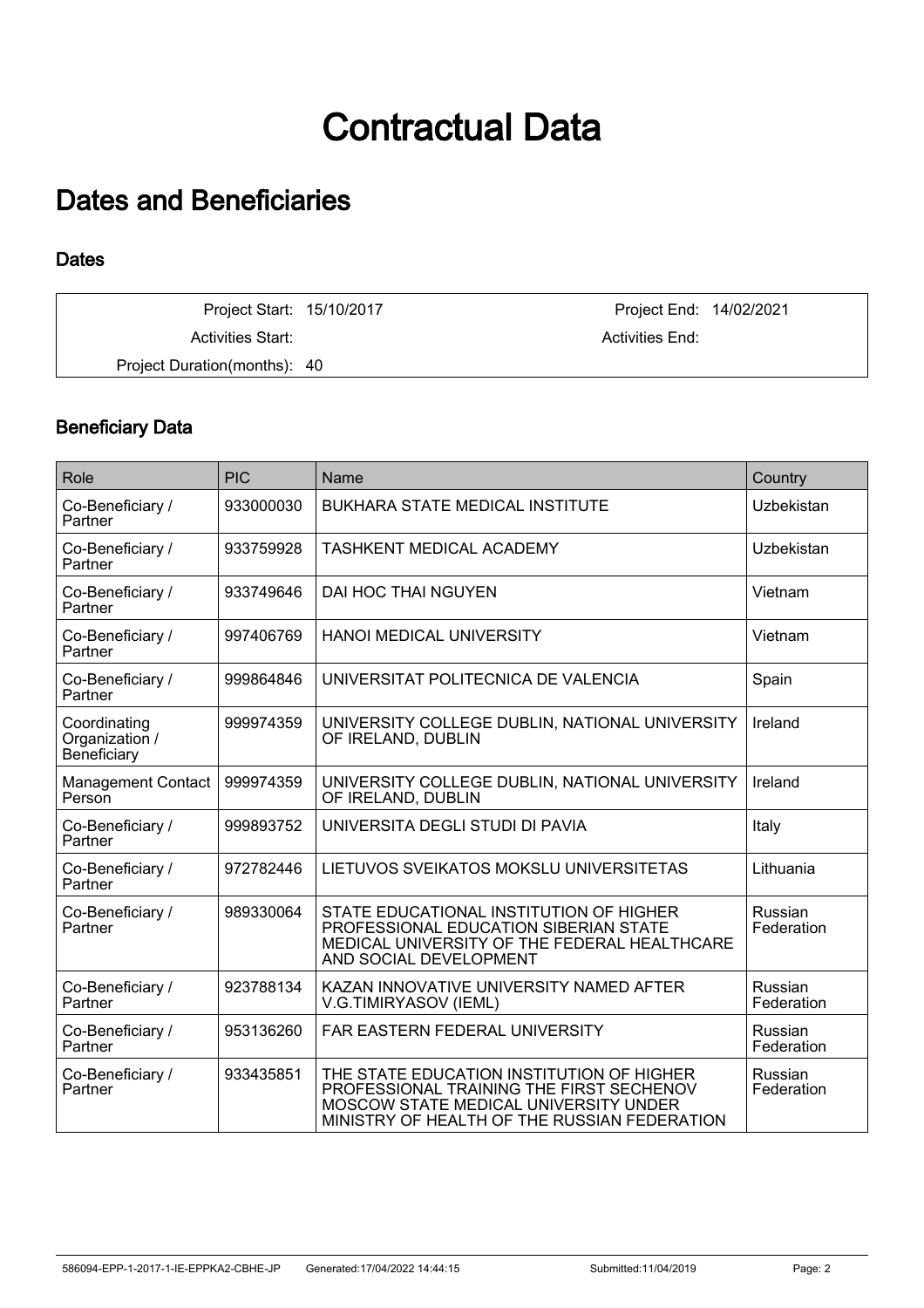# Contractual Data

## Dates and Beneficiaries

### Dates

| | | | |
|---|---|---|---|
| Project Start: | 15/10/2017 | Project End: | 14/02/2021 |
| Activities Start: | | Activities End: | |
| Project Duration(months): | 40 | | |

### Beneficiary Data

| Role | PIC | Name | Country |
|---|---|---|---|
| Co-Beneficiary / Partner | 933000030 | BUKHARA STATE MEDICAL INSTITUTE | Uzbekistan |
| Co-Beneficiary / Partner | 933759928 | TASHKENT MEDICAL ACADEMY | Uzbekistan |
| Co-Beneficiary / Partner | 933749646 | DAI HOC THAI NGUYEN | Vietnam |
| Co-Beneficiary / Partner | 997406769 | HANOI MEDICAL UNIVERSITY | Vietnam |
| Co-Beneficiary / Partner | 999864846 | UNIVERSITAT POLITECNICA DE VALENCIA | Spain |
| Coordinating Organization / Beneficiary | 999974359 | UNIVERSITY COLLEGE DUBLIN, NATIONAL UNIVERSITY OF IRELAND, DUBLIN | Ireland |
| Management Contact Person | 999974359 | UNIVERSITY COLLEGE DUBLIN, NATIONAL UNIVERSITY OF IRELAND, DUBLIN | Ireland |
| Co-Beneficiary / Partner | 999893752 | UNIVERSITA DEGLI STUDI DI PAVIA | Italy |
| Co-Beneficiary / Partner | 972782446 | LIETUVOS SVEIKATOS MOKSLU UNIVERSITETAS | Lithuania |
| Co-Beneficiary / Partner | 989330064 | STATE EDUCATIONAL INSTITUTION OF HIGHER PROFESSIONAL EDUCATION SIBERIAN STATE MEDICAL UNIVERSITY OF THE FEDERAL HEALTHCARE AND SOCIAL DEVELOPMENT | Russian Federation |
| Co-Beneficiary / Partner | 923788134 | KAZAN INNOVATIVE UNIVERSITY NAMED AFTER V.G.TIMIRYASOV (IEML) | Russian Federation |
| Co-Beneficiary / Partner | 953136260 | FAR EASTERN FEDERAL UNIVERSITY | Russian Federation |
| Co-Beneficiary / Partner | 933435851 | THE STATE EDUCATION INSTITUTION OF HIGHER PROFESSIONAL TRAINING THE FIRST SECHENOV MOSCOW STATE MEDICAL UNIVERSITY UNDER MINISTRY OF HEALTH OF THE RUSSIAN FEDERATION | Russian Federation |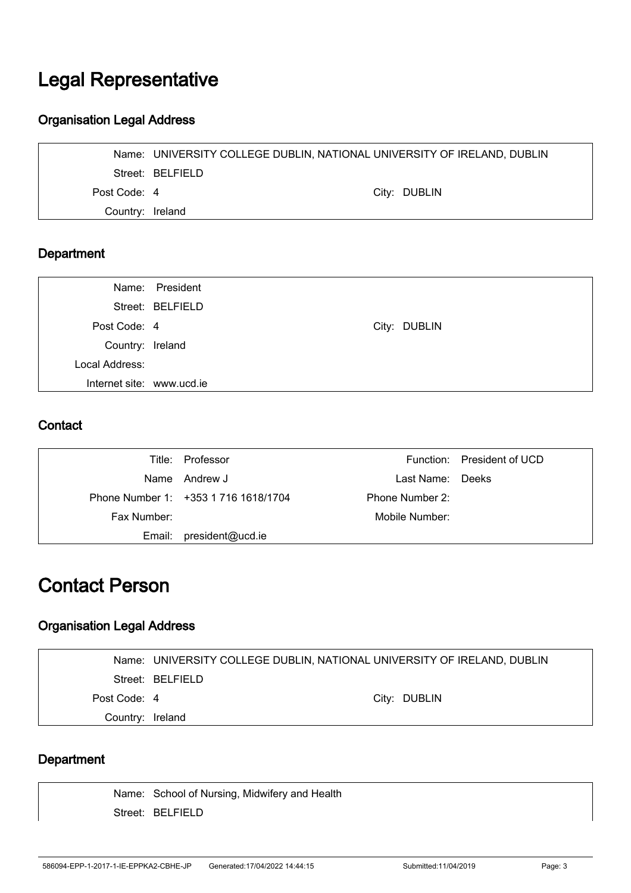# Legal Representative

## Organisation Legal Address

| | | | |
|---|---|---|---|
| Name: | UNIVERSITY COLLEGE DUBLIN, NATIONAL UNIVERSITY OF IRELAND, DUBLIN | | |
| Street: | BELFIELD | | |
| Post Code: | 4 | City: | DUBLIN |
| Country: | Ireland | | |

## Department

| | | | |
|---|---|---|---|
| Name: | President | | |
| Street: | BELFIELD | | |
| Post Code: | 4 | City: | DUBLIN |
| Country: | Ireland | | |
| Local Address: | | | |
| Internet site: | www.ucd.ie | | |

## Contact

| | | | |
|---|---|---|---|
| Title: | Professor | Function: | President of UCD |
| Name | Andrew J | Last Name: | Deeks |
| Phone Number 1: | +353 1 716 1618/1704 | Phone Number 2: | |
| Fax Number: | | Mobile Number: | |
| Email: | president@ucd.ie | | |

# Contact Person

## Organisation Legal Address

| | | | |
|---|---|---|---|
| Name: | UNIVERSITY COLLEGE DUBLIN, NATIONAL UNIVERSITY OF IRELAND, DUBLIN | | |
| Street: | BELFIELD | | |
| Post Code: | 4 | City: | DUBLIN |
| Country: | Ireland | | |

## Department

| | |
|---|---|
| Name: | School of Nursing, Midwifery and Health |
| Street: | BELFIELD |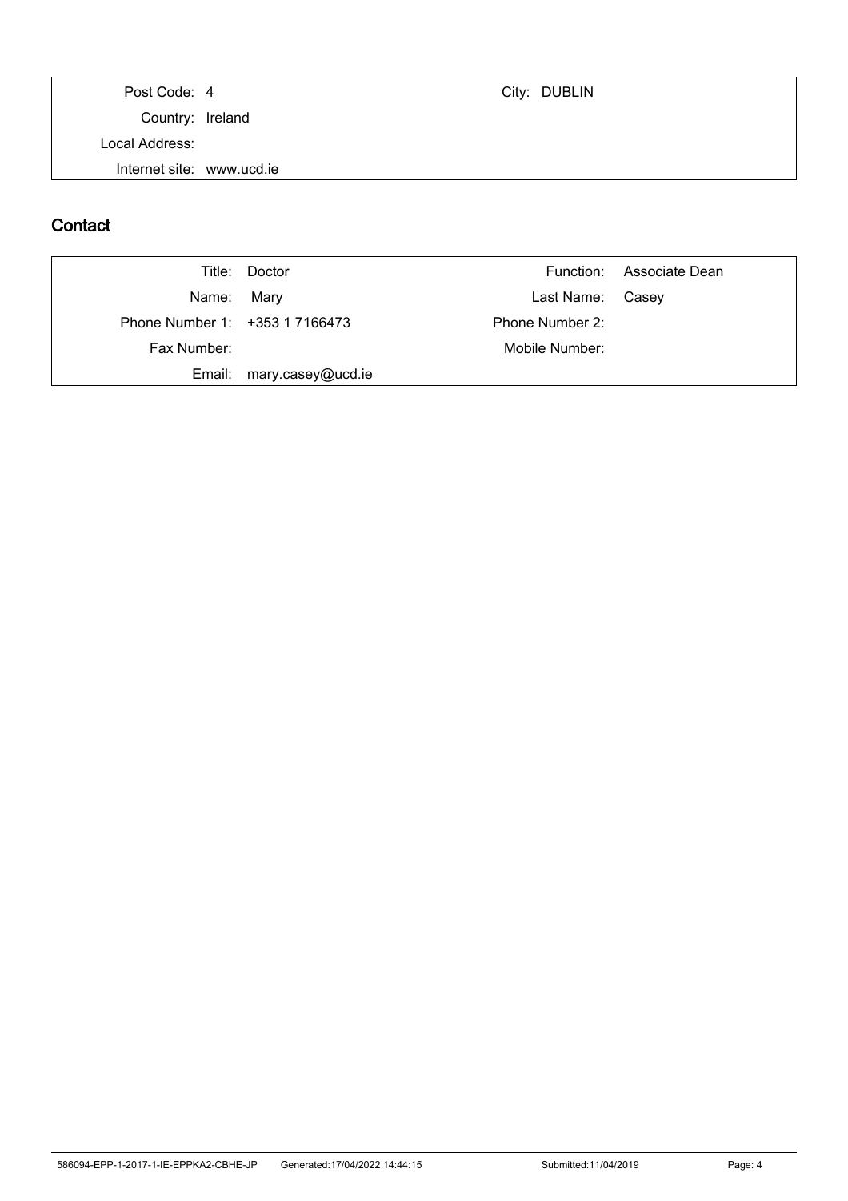| | | | |
|---|---|---|---|
| Post Code: | 4 | City: | DUBLIN |
| Country: | Ireland | | |
| Local Address: | | | |
| Internet site: | www.ucd.ie | | |

## Contact

| | | | |
|---|---|---|---|
| Title: | Doctor | Function: | Associate Dean |
| Name: | Mary | Last Name: | Casey |
| Phone Number 1: | +353 1 7166473 | Phone Number 2: | |
| Fax Number: | | Mobile Number: | |
| Email: | mary.casey@ucd.ie | | |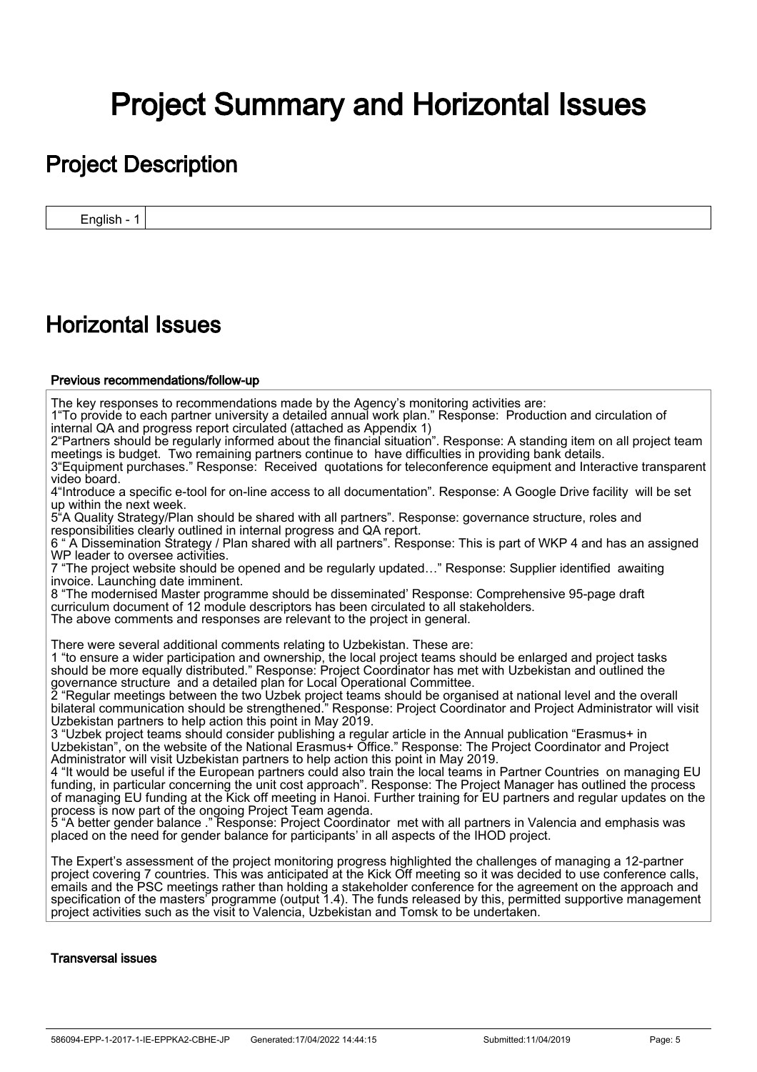# Project Summary and Horizontal Issues

## Project Description

| English - 1 | |
|---|---|

## Horizontal Issues

#### Previous recommendations/follow-up

The key responses to recommendations made by the Agency's monitoring activities are:
1"To provide to each partner university a detailed annual work plan." Response: Production and circulation of internal QA and progress report circulated (attached as Appendix 1)
2"Partners should be regularly informed about the financial situation". Response: A standing item on all project team meetings is budget. Two remaining partners continue to have difficulties in providing bank details.
3"Equipment purchases." Response: Received quotations for teleconference equipment and Interactive transparent video board.
4"Introduce a specific e-tool for on-line access to all documentation". Response: A Google Drive facility will be set up within the next week.
5"A Quality Strategy/Plan should be shared with all partners". Response: governance structure, roles and responsibilities clearly outlined in internal progress and QA report.
6 " A Dissemination Strategy / Plan shared with all partners". Response: This is part of WKP 4 and has an assigned WP leader to oversee activities.
7 "The project website should be opened and be regularly updated…" Response: Supplier identified awaiting invoice. Launching date imminent.
8 "The modernised Master programme should be disseminated' Response: Comprehensive 95-page draft curriculum document of 12 module descriptors has been circulated to all stakeholders.
The above comments and responses are relevant to the project in general.

There were several additional comments relating to Uzbekistan. These are:
1 "to ensure a wider participation and ownership, the local project teams should be enlarged and project tasks should be more equally distributed." Response: Project Coordinator has met with Uzbekistan and outlined the governance structure and a detailed plan for Local Operational Committee.
2 "Regular meetings between the two Uzbek project teams should be organised at national level and the overall bilateral communication should be strengthened." Response: Project Coordinator and Project Administrator will visit Uzbekistan partners to help action this point in May 2019.
3 "Uzbek project teams should consider publishing a regular article in the Annual publication "Erasmus+ in Uzbekistan", on the website of the National Erasmus+ Office." Response: The Project Coordinator and Project Administrator will visit Uzbekistan partners to help action this point in May 2019.
4 "It would be useful if the European partners could also train the local teams in Partner Countries on managing EU funding, in particular concerning the unit cost approach". Response: The Project Manager has outlined the process of managing EU funding at the Kick off meeting in Hanoi. Further training for EU partners and regular updates on the process is now part of the ongoing Project Team agenda.
5 "A better gender balance ." Response: Project Coordinator met with all partners in Valencia and emphasis was placed on the need for gender balance for participants' in all aspects of the IHOD project.

The Expert's assessment of the project monitoring progress highlighted the challenges of managing a 12-partner project covering 7 countries. This was anticipated at the Kick Off meeting so it was decided to use conference calls, emails and the PSC meetings rather than holding a stakeholder conference for the agreement on the approach and specification of the masters' programme (output 1.4). The funds released by this, permitted supportive management project activities such as the visit to Valencia, Uzbekistan and Tomsk to be undertaken.

#### Transversal issues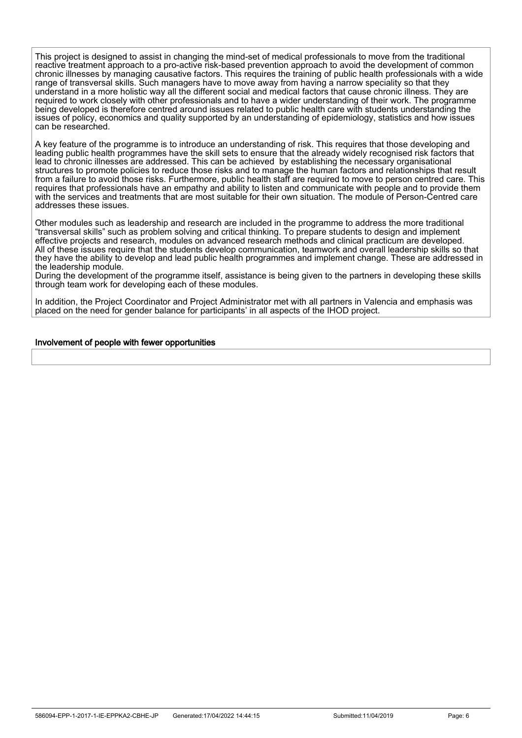This project is designed to assist in changing the mind-set of medical professionals to move from the traditional reactive treatment approach to a pro-active risk-based prevention approach to avoid the development of common chronic illnesses by managing causative factors. This requires the training of public health professionals with a wide range of transversal skills. Such managers have to move away from having a narrow speciality so that they understand in a more holistic way all the different social and medical factors that cause chronic illness. They are required to work closely with other professionals and to have a wider understanding of their work. The programme being developed is therefore centred around issues related to public health care with students understanding the issues of policy, economics and quality supported by an understanding of epidemiology, statistics and how issues can be researched.

A key feature of the programme is to introduce an understanding of risk. This requires that those developing and leading public health programmes have the skill sets to ensure that the already widely recognised risk factors that lead to chronic illnesses are addressed. This can be achieved by establishing the necessary organisational structures to promote policies to reduce those risks and to manage the human factors and relationships that result from a failure to avoid those risks. Furthermore, public health staff are required to move to person centred care. This requires that professionals have an empathy and ability to listen and communicate with people and to provide them with the services and treatments that are most suitable for their own situation. The module of Person-Centred care addresses these issues.

Other modules such as leadership and research are included in the programme to address the more traditional "transversal skills" such as problem solving and critical thinking. To prepare students to design and implement effective projects and research, modules on advanced research methods and clinical practicum are developed. All of these issues require that the students develop communication, teamwork and overall leadership skills so that they have the ability to develop and lead public health programmes and implement change. These are addressed in the leadership module.
During the development of the programme itself, assistance is being given to the partners in developing these skills through team work for developing each of these modules.

In addition, the Project Coordinator and Project Administrator met with all partners in Valencia and emphasis was placed on the need for gender balance for participants' in all aspects of the IHOD project.

#### Involvement of people with fewer opportunities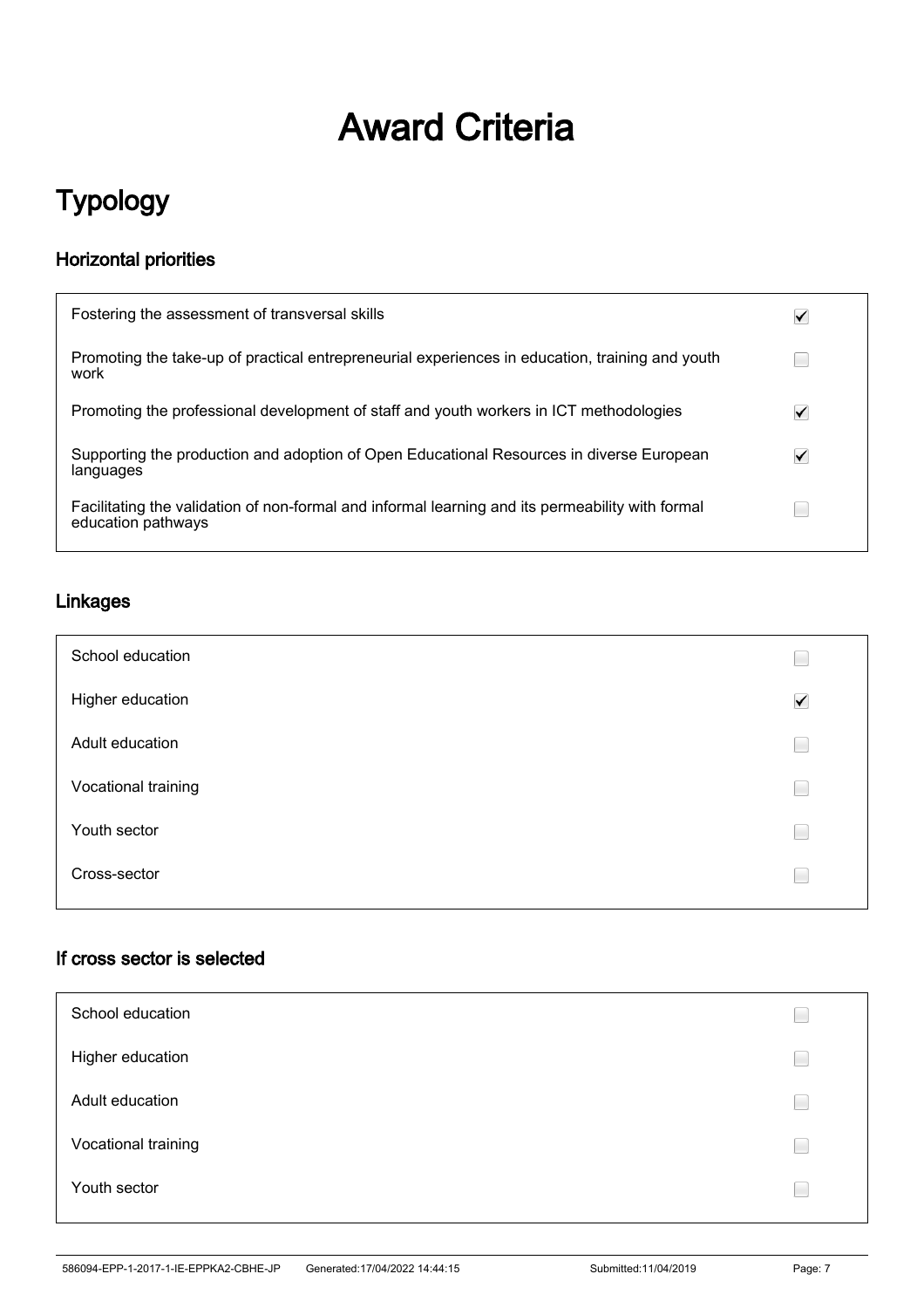# Award Criteria

## Typology

### Horizontal priorities

| | |
|---|---|
| Fostering the assessment of transversal skills | ☑ |
| Promoting the take-up of practical entrepreneurial experiences in education, training and youth work | ☐ |
| Promoting the professional development of staff and youth workers in ICT methodologies | ☑ |
| Supporting the production and adoption of Open Educational Resources in diverse European languages | ☑ |
| Facilitating the validation of non-formal and informal learning and its permeability with formal education pathways | ☐ |

### Linkages

| | |
|---|---|
| School education | ☐ |
| Higher education | ☑ |
| Adult education | ☐ |
| Vocational training | ☐ |
| Youth sector | ☐ |
| Cross-sector | ☐ |

### If cross sector is selected

| | |
|---|---|
| School education | ☐ |
| Higher education | ☐ |
| Adult education | ☐ |
| Vocational training | ☐ |
| Youth sector | ☐ |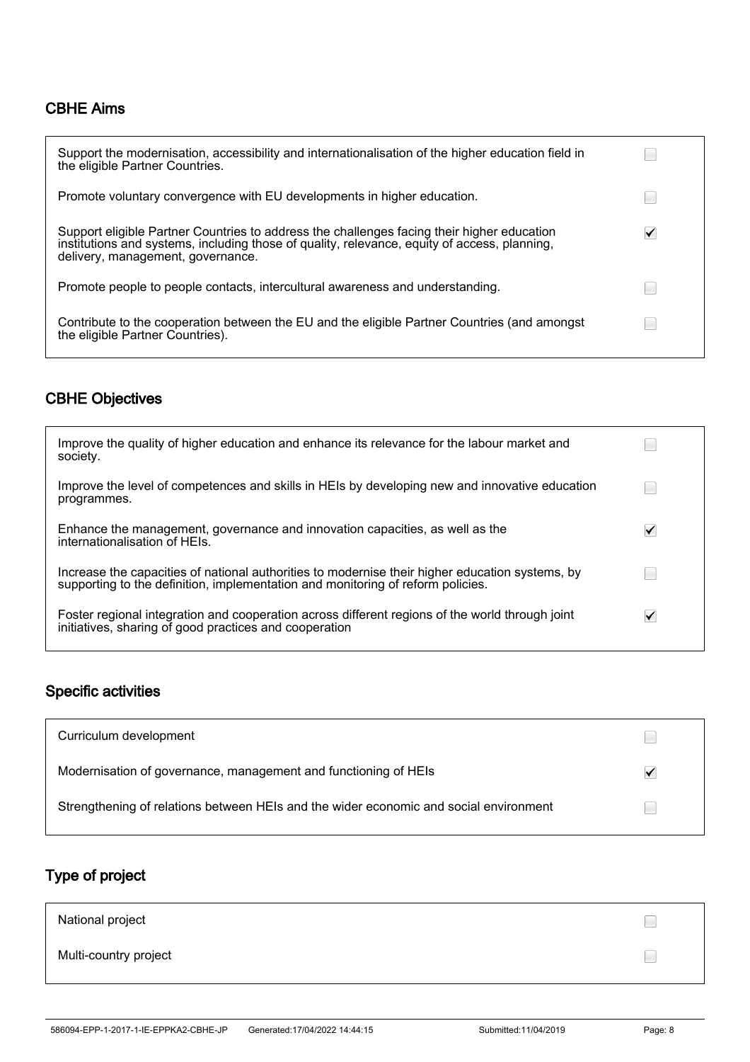## CBHE Aims

| | |
|---|---|
| Support the modernisation, accessibility and internationalisation of the higher education field in the eligible Partner Countries. | ☐ |
| Promote voluntary convergence with EU developments in higher education. | ☐ |
| Support eligible Partner Countries to address the challenges facing their higher education institutions and systems, including those of quality, relevance, equity of access, planning, delivery, management, governance. | ☑ |
| Promote people to people contacts, intercultural awareness and understanding. | ☐ |
| Contribute to the cooperation between the EU and the eligible Partner Countries (and amongst the eligible Partner Countries). | ☐ |

## CBHE Objectives

| | |
|---|---|
| Improve the quality of higher education and enhance its relevance for the labour market and society. | ☐ |
| Improve the level of competences and skills in HEIs by developing new and innovative education programmes. | ☐ |
| Enhance the management, governance and innovation capacities, as well as the internationalisation of HEIs. | ☑ |
| Increase the capacities of national authorities to modernise their higher education systems, by supporting to the definition, implementation and monitoring of reform policies. | ☐ |
| Foster regional integration and cooperation across different regions of the world through joint initiatives, sharing of good practices and cooperation | ☑ |

## Specific activities

| | |
|---|---|
| Curriculum development | ☐ |
| Modernisation of governance, management and functioning of HEIs | ☑ |
| Strengthening of relations between HEIs and the wider economic and social environment | ☐ |

## Type of project

| | |
|---|---|
| National project | ☐ |
| Multi-country project | ☐ |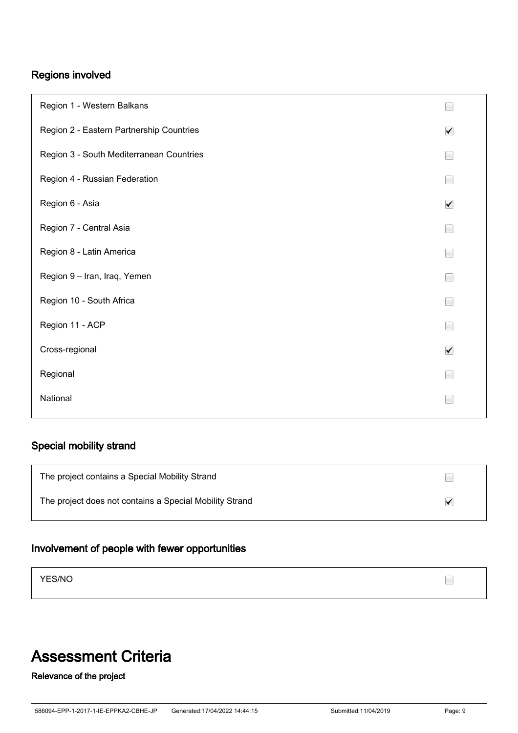## Regions involved

| | |
|---|---|
| Region 1 - Western Balkans | ☐ |
| Region 2 - Eastern Partnership Countries | ☑ |
| Region 3 - South Mediterranean Countries | ☐ |
| Region 4 - Russian Federation | ☐ |
| Region 6 - Asia | ☑ |
| Region 7 - Central Asia | ☐ |
| Region 8 - Latin America | ☐ |
| Region 9 – Iran, Iraq, Yemen | ☐ |
| Region 10 - South Africa | ☐ |
| Region 11 - ACP | ☐ |
| Cross-regional | ☑ |
| Regional | ☐ |
| National | ☐ |

## Special mobility strand

| | |
|---|---|
| The project contains a Special Mobility Strand | ☐ |
| The project does not contains a Special Mobility Strand | ☑ |

## Involvement of people with fewer opportunities

| | |
|---|---|
| YES/NO | ☐ |

# Assessment Criteria

### Relevance of the project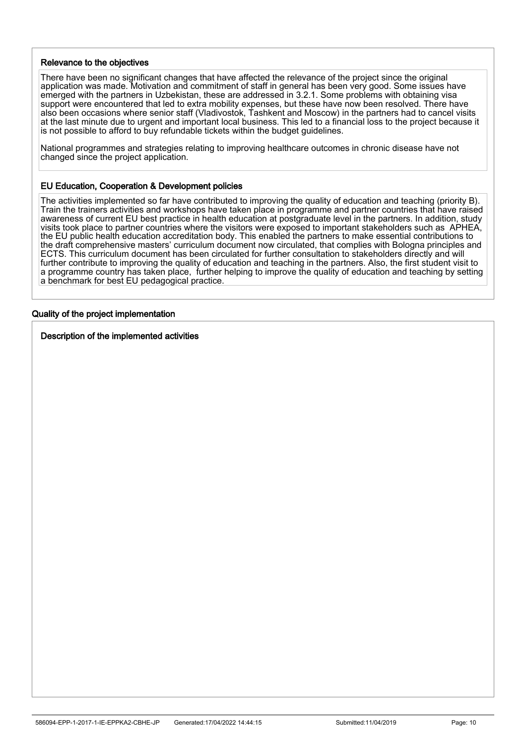### Relevance to the objectives

There have been no significant changes that have affected the relevance of the project since the original application was made. Motivation and commitment of staff in general has been very good. Some issues have emerged with the partners in Uzbekistan, these are addressed in 3.2.1. Some problems with obtaining visa support were encountered that led to extra mobility expenses, but these have now been resolved. There have also been occasions where senior staff (Vladivostok, Tashkent and Moscow) in the partners had to cancel visits at the last minute due to urgent and important local business. This led to a financial loss to the project because it is not possible to afford to buy refundable tickets within the budget guidelines.

National programmes and strategies relating to improving healthcare outcomes in chronic disease have not changed since the project application.

### EU Education, Cooperation & Development policies

The activities implemented so far have contributed to improving the quality of education and teaching (priority B). Train the trainers activities and workshops have taken place in programme and partner countries that have raised awareness of current EU best practice in health education at postgraduate level in the partners. In addition, study visits took place to partner countries where the visitors were exposed to important stakeholders such as APHEA, the EU public health education accreditation body. This enabled the partners to make essential contributions to the draft comprehensive masters' curriculum document now circulated, that complies with Bologna principles and ECTS. This curriculum document has been circulated for further consultation to stakeholders directly and will further contribute to improving the quality of education and teaching in the partners. Also, the first student visit to a programme country has taken place, further helping to improve the quality of education and teaching by setting a benchmark for best EU pedagogical practice.

## Quality of the project implementation

### Description of the implemented activities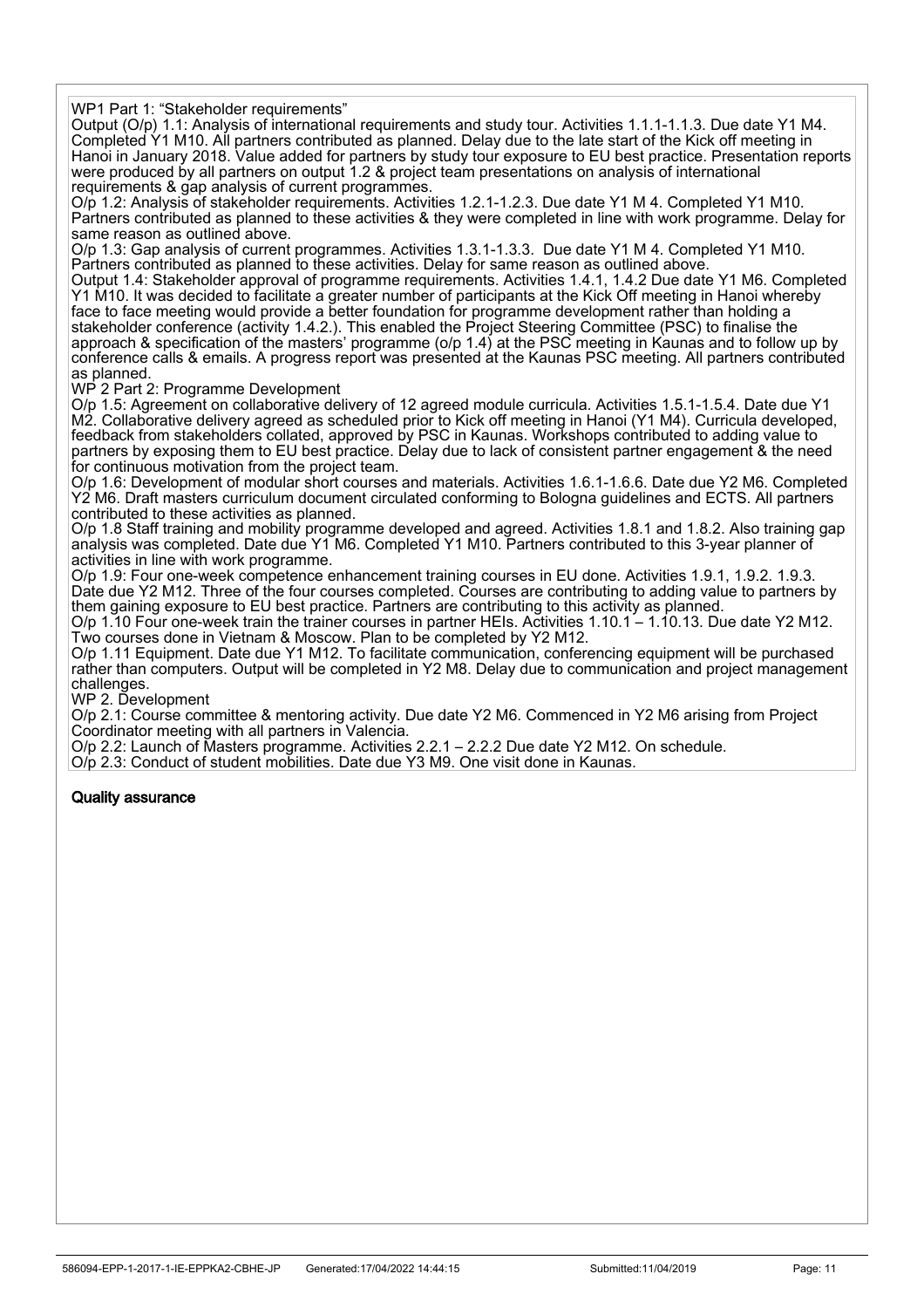WP1 Part 1: “Stakeholder requirements”

Output (O/p) 1.1: Analysis of international requirements and study tour. Activities 1.1.1-1.1.3. Due date Y1 M4. Completed Y1 M10. All partners contributed as planned. Delay due to the late start of the Kick off meeting in Hanoi in January 2018. Value added for partners by study tour exposure to EU best practice. Presentation reports were produced by all partners on output 1.2 & project team presentations on analysis of international requirements & gap analysis of current programmes.

O/p 1.2: Analysis of stakeholder requirements. Activities 1.2.1-1.2.3. Due date Y1 M 4. Completed Y1 M10. Partners contributed as planned to these activities & they were completed in line with work programme. Delay for same reason as outlined above.

O/p 1.3: Gap analysis of current programmes. Activities 1.3.1-1.3.3. Due date Y1 M 4. Completed Y1 M10. Partners contributed as planned to these activities. Delay for same reason as outlined above.

Output 1.4: Stakeholder approval of programme requirements. Activities 1.4.1, 1.4.2 Due date Y1 M6. Completed Y1 M10. It was decided to facilitate a greater number of participants at the Kick Off meeting in Hanoi whereby face to face meeting would provide a better foundation for programme development rather than holding a stakeholder conference (activity 1.4.2.). This enabled the Project Steering Committee (PSC) to finalise the approach & specification of the masters' programme (o/p 1.4) at the PSC meeting in Kaunas and to follow up by conference calls & emails. A progress report was presented at the Kaunas PSC meeting. All partners contributed as planned.

WP 2 Part 2: Programme Development

O/p 1.5: Agreement on collaborative delivery of 12 agreed module curricula. Activities 1.5.1-1.5.4. Date due Y1 M2. Collaborative delivery agreed as scheduled prior to Kick off meeting in Hanoi (Y1 M4). Curricula developed, feedback from stakeholders collated, approved by PSC in Kaunas. Workshops contributed to adding value to partners by exposing them to EU best practice. Delay due to lack of consistent partner engagement & the need for continuous motivation from the project team.

O/p 1.6: Development of modular short courses and materials. Activities 1.6.1-1.6.6. Date due Y2 M6. Completed Y2 M6. Draft masters curriculum document circulated conforming to Bologna guidelines and ECTS. All partners contributed to these activities as planned.

O/p 1.8 Staff training and mobility programme developed and agreed. Activities 1.8.1 and 1.8.2. Also training gap analysis was completed. Date due Y1 M6. Completed Y1 M10. Partners contributed to this 3-year planner of activities in line with work programme.

O/p 1.9: Four one-week competence enhancement training courses in EU done. Activities 1.9.1, 1.9.2. 1.9.3. Date due Y2 M12. Three of the four courses completed. Courses are contributing to adding value to partners by them gaining exposure to EU best practice. Partners are contributing to this activity as planned.

O/p 1.10 Four one-week train the trainer courses in partner HEIs. Activities 1.10.1 – 1.10.13. Due date Y2 M12. Two courses done in Vietnam & Moscow. Plan to be completed by Y2 M12.

O/p 1.11 Equipment. Date due Y1 M12. To facilitate communication, conferencing equipment will be purchased rather than computers. Output will be completed in Y2 M8. Delay due to communication and project management challenges.

WP 2. Development

O/p 2.1: Course committee & mentoring activity. Due date Y2 M6. Commenced in Y2 M6 arising from Project Coordinator meeting with all partners in Valencia.

O/p 2.2: Launch of Masters programme. Activities 2.2.1 – 2.2.2 Due date Y2 M12. On schedule.

O/p 2.3: Conduct of student mobilities. Date due Y3 M9. One visit done in Kaunas.

**Quality assurance**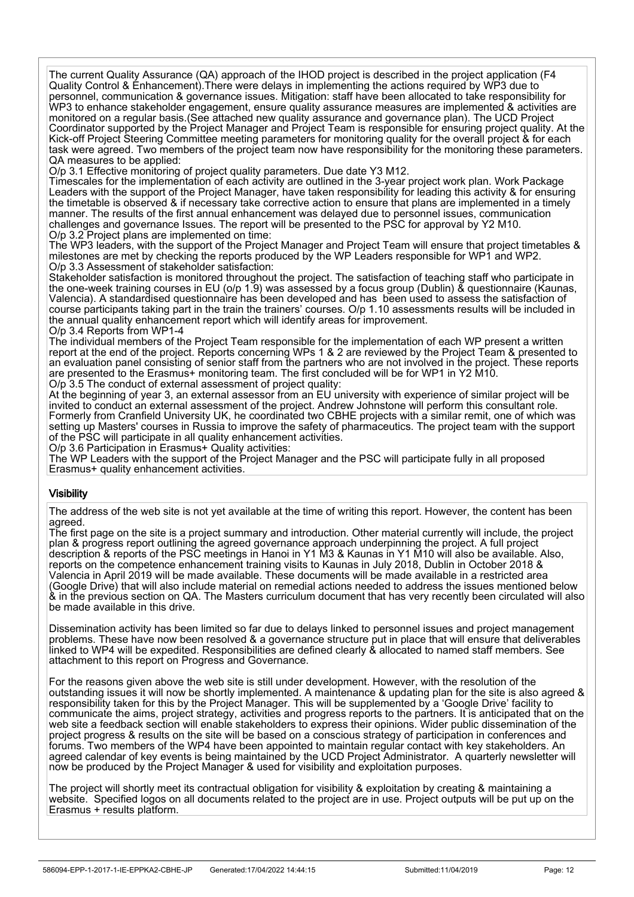The current Quality Assurance (QA) approach of the IHOD project is described in the project application (F4 Quality Control & Enhancement).There were delays in implementing the actions required by WP3 due to personnel, communication & governance issues. Mitigation: staff have been allocated to take responsibility for WP3 to enhance stakeholder engagement, ensure quality assurance measures are implemented & activities are monitored on a regular basis.(See attached new quality assurance and governance plan). The UCD Project Coordinator supported by the Project Manager and Project Team is responsible for ensuring project quality. At the Kick-off Project Steering Committee meeting parameters for monitoring quality for the overall project & for each task were agreed. Two members of the project team now have responsibility for the monitoring these parameters.
QA measures to be applied:
O/p 3.1 Effective monitoring of project quality parameters. Due date Y3 M12.
Timescales for the implementation of each activity are outlined in the 3-year project work plan. Work Package Leaders with the support of the Project Manager, have taken responsibility for leading this activity & for ensuring the timetable is observed & if necessary take corrective action to ensure that plans are implemented in a timely manner. The results of the first annual enhancement was delayed due to personnel issues, communication challenges and governance Issues. The report will be presented to the PSC for approval by Y2 M10.
O/p 3.2 Project plans are implemented on time:
The WP3 leaders, with the support of the Project Manager and Project Team will ensure that project timetables & milestones are met by checking the reports produced by the WP Leaders responsible for WP1 and WP2.
O/p 3.3 Assessment of stakeholder satisfaction:
Stakeholder satisfaction is monitored throughout the project. The satisfaction of teaching staff who participate in the one-week training courses in EU (o/p 1.9) was assessed by a focus group (Dublin) & questionnaire (Kaunas, Valencia). A standardised questionnaire has been developed and has been used to assess the satisfaction of course participants taking part in the train the trainers' courses. O/p 1.10 assessments results will be included in the annual quality enhancement report which will identify areas for improvement.
O/p 3.4 Reports from WP1-4
The individual members of the Project Team responsible for the implementation of each WP present a written report at the end of the project. Reports concerning WPs 1 & 2 are reviewed by the Project Team & presented to an evaluation panel consisting of senior staff from the partners who are not involved in the project. These reports are presented to the Erasmus+ monitoring team. The first concluded will be for WP1 in Y2 M10.
O/p 3.5 The conduct of external assessment of project quality:
At the beginning of year 3, an external assessor from an EU university with experience of similar project will be invited to conduct an external assessment of the project. Andrew Johnstone will perform this consultant role. Formerly from Cranfield University UK, he coordinated two CBHE projects with a similar remit, one of which was setting up Masters' courses in Russia to improve the safety of pharmaceutics. The project team with the support of the PSC will participate in all quality enhancement activities.
O/p 3.6 Participation in Erasmus+ Quality activities:
The WP Leaders with the support of the Project Manager and the PSC will participate fully in all proposed Erasmus+ quality enhancement activities.

## Visibility

The address of the web site is not yet available at the time of writing this report. However, the content has been agreed.
The first page on the site is a project summary and introduction. Other material currently will include, the project plan & progress report outlining the agreed governance approach underpinning the project. A full project description & reports of the PSC meetings in Hanoi in Y1 M3 & Kaunas in Y1 M10 will also be available. Also, reports on the competence enhancement training visits to Kaunas in July 2018, Dublin in October 2018 & Valencia in April 2019 will be made available. These documents will be made available in a restricted area (Google Drive) that will also include material on remedial actions needed to address the issues mentioned below & in the previous section on QA. The Masters curriculum document that has very recently been circulated will also be made available in this drive.

Dissemination activity has been limited so far due to delays linked to personnel issues and project management problems. These have now been resolved & a governance structure put in place that will ensure that deliverables linked to WP4 will be expedited. Responsibilities are defined clearly & allocated to named staff members. See attachment to this report on Progress and Governance.

For the reasons given above the web site is still under development. However, with the resolution of the outstanding issues it will now be shortly implemented. A maintenance & updating plan for the site is also agreed & responsibility taken for this by the Project Manager. This will be supplemented by a 'Google Drive' facility to communicate the aims, project strategy, activities and progress reports to the partners. It is anticipated that on the web site a feedback section will enable stakeholders to express their opinions. Wider public dissemination of the project progress & results on the site will be based on a conscious strategy of participation in conferences and forums. Two members of the WP4 have been appointed to maintain regular contact with key stakeholders. An agreed calendar of key events is being maintained by the UCD Project Administrator. A quarterly newsletter will now be produced by the Project Manager & used for visibility and exploitation purposes.

The project will shortly meet its contractual obligation for visibility & exploitation by creating & maintaining a website. Specified logos on all documents related to the project are in use. Project outputs will be put up on the Erasmus + results platform.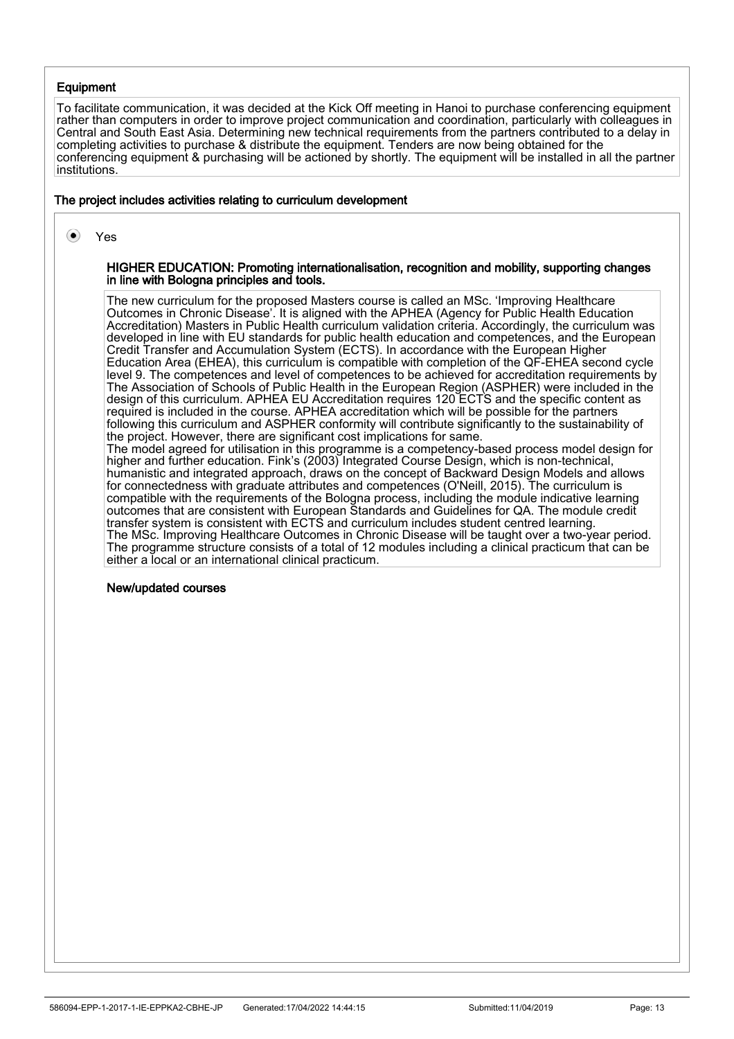### Equipment

To facilitate communication, it was decided at the Kick Off meeting in Hanoi to purchase conferencing equipment rather than computers in order to improve project communication and coordination, particularly with colleagues in Central and South East Asia. Determining new technical requirements from the partners contributed to a delay in completing activities to purchase & distribute the equipment. Tenders are now being obtained for the conferencing equipment & purchasing will be actioned by shortly. The equipment will be installed in all the partner institutions.

### The project includes activities relating to curriculum development

(•) Yes

#### HIGHER EDUCATION: Promoting internationalisation, recognition and mobility, supporting changes in line with Bologna principles and tools.

The new curriculum for the proposed Masters course is called an MSc. 'Improving Healthcare Outcomes in Chronic Disease'. It is aligned with the APHEA (Agency for Public Health Education Accreditation) Masters in Public Health curriculum validation criteria. Accordingly, the curriculum was developed in line with EU standards for public health education and competences, and the European Credit Transfer and Accumulation System (ECTS). In accordance with the European Higher Education Area (EHEA), this curriculum is compatible with completion of the QF-EHEA second cycle level 9. The competences and level of competences to be achieved for accreditation requirements by The Association of Schools of Public Health in the European Region (ASPHER) were included in the design of this curriculum. APHEA EU Accreditation requires 120 ECTS and the specific content as required is included in the course. APHEA accreditation which will be possible for the partners following this curriculum and ASPHER conformity will contribute significantly to the sustainability of the project. However, there are significant cost implications for same.
The model agreed for utilisation in this programme is a competency-based process model design for higher and further education. Fink's (2003) Integrated Course Design, which is non-technical, humanistic and integrated approach, draws on the concept of Backward Design Models and allows for connectedness with graduate attributes and competences (O'Neill, 2015). The curriculum is compatible with the requirements of the Bologna process, including the module indicative learning outcomes that are consistent with European Standards and Guidelines for QA. The module credit transfer system is consistent with ECTS and curriculum includes student centred learning.
The MSc. Improving Healthcare Outcomes in Chronic Disease will be taught over a two-year period. The programme structure consists of a total of 12 modules including a clinical practicum that can be either a local or an international clinical practicum.

#### New/updated courses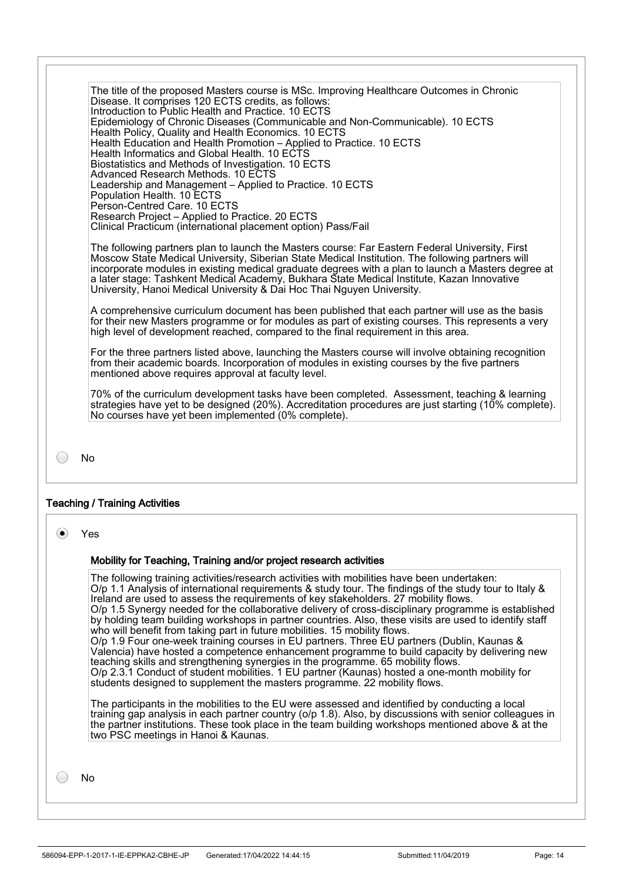The title of the proposed Masters course is MSc. Improving Healthcare Outcomes in Chronic Disease. It comprises 120 ECTS credits, as follows:
Introduction to Public Health and Practice. 10 ECTS
Epidemiology of Chronic Diseases (Communicable and Non-Communicable). 10 ECTS
Health Policy, Quality and Health Economics. 10 ECTS
Health Education and Health Promotion – Applied to Practice. 10 ECTS
Health Informatics and Global Health. 10 ECTS
Biostatistics and Methods of Investigation. 10 ECTS
Advanced Research Methods. 10 ECTS
Leadership and Management – Applied to Practice. 10 ECTS
Population Health. 10 ECTS
Person-Centred Care. 10 ECTS
Research Project – Applied to Practice. 20 ECTS
Clinical Practicum (international placement option) Pass/Fail

The following partners plan to launch the Masters course: Far Eastern Federal University, First Moscow State Medical University, Siberian State Medical Institution. The following partners will incorporate modules in existing medical graduate degrees with a plan to launch a Masters degree at a later stage: Tashkent Medical Academy, Bukhara State Medical Institute, Kazan Innovative University, Hanoi Medical University & Dai Hoc Thai Nguyen University.

A comprehensive curriculum document has been published that each partner will use as the basis for their new Masters programme or for modules as part of existing courses. This represents a very high level of development reached, compared to the final requirement in this area.

For the three partners listed above, launching the Masters course will involve obtaining recognition from their academic boards. Incorporation of modules in existing courses by the five partners mentioned above requires approval at faculty level.

70% of the curriculum development tasks have been completed. Assessment, teaching & learning strategies have yet to be designed (20%). Accreditation procedures are just starting (10% complete). No courses have yet been implemented (0% complete).

○ No

### Teaching / Training Activities

◉ Yes

#### Mobility for Teaching, Training and/or project research activities

The following training activities/research activities with mobilities have been undertaken:
O/p 1.1 Analysis of international requirements & study tour. The findings of the study tour to Italy & Ireland are used to assess the requirements of key stakeholders. 27 mobility flows.
O/p 1.5 Synergy needed for the collaborative delivery of cross-disciplinary programme is established by holding team building workshops in partner countries. Also, these visits are used to identify staff who will benefit from taking part in future mobilities. 15 mobility flows.
O/p 1.9 Four one-week training courses in EU partners. Three EU partners (Dublin, Kaunas & Valencia) have hosted a competence enhancement programme to build capacity by delivering new teaching skills and strengthening synergies in the programme. 65 mobility flows.
O/p 2.3.1 Conduct of student mobilities. 1 EU partner (Kaunas) hosted a one-month mobility for students designed to supplement the masters programme. 22 mobility flows.

The participants in the mobilities to the EU were assessed and identified by conducting a local training gap analysis in each partner country (o/p 1.8). Also, by discussions with senior colleagues in the partner institutions. These took place in the team building workshops mentioned above & at the two PSC meetings in Hanoi & Kaunas.

○ No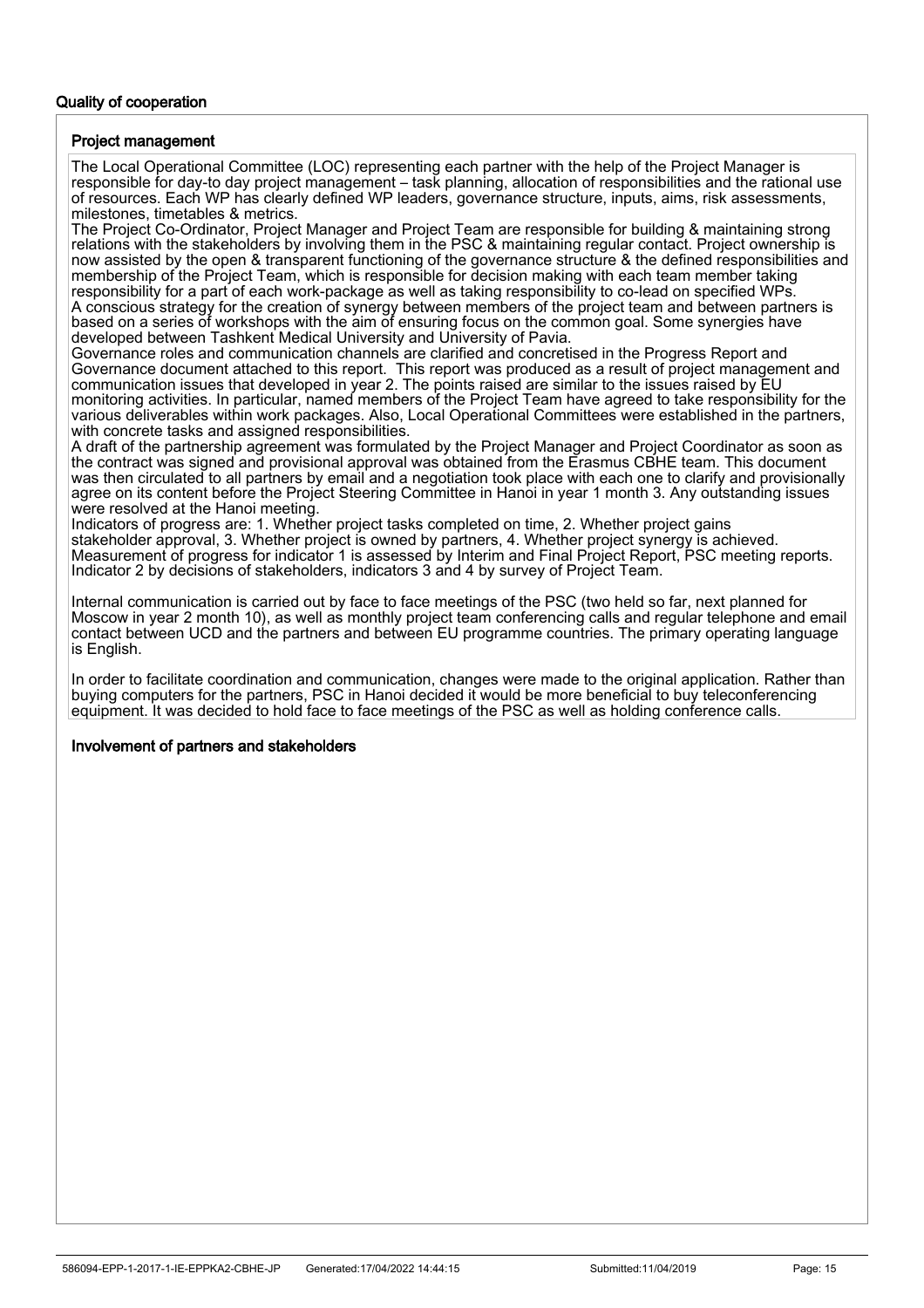## Quality of cooperation

### Project management

The Local Operational Committee (LOC) representing each partner with the help of the Project Manager is responsible for day-to day project management – task planning, allocation of responsibilities and the rational use of resources. Each WP has clearly defined WP leaders, governance structure, inputs, aims, risk assessments, milestones, timetables & metrics.
The Project Co-Ordinator, Project Manager and Project Team are responsible for building & maintaining strong relations with the stakeholders by involving them in the PSC & maintaining regular contact. Project ownership is now assisted by the open & transparent functioning of the governance structure & the defined responsibilities and membership of the Project Team, which is responsible for decision making with each team member taking responsibility for a part of each work-package as well as taking responsibility to co-lead on specified WPs.
A conscious strategy for the creation of synergy between members of the project team and between partners is based on a series of workshops with the aim of ensuring focus on the common goal. Some synergies have developed between Tashkent Medical University and University of Pavia.
Governance roles and communication channels are clarified and concretised in the Progress Report and Governance document attached to this report.  This report was produced as a result of project management and communication issues that developed in year 2. The points raised are similar to the issues raised by EU monitoring activities. In particular, named members of the Project Team have agreed to take responsibility for the various deliverables within work packages. Also, Local Operational Committees were established in the partners, with concrete tasks and assigned responsibilities.
A draft of the partnership agreement was formulated by the Project Manager and Project Coordinator as soon as the contract was signed and provisional approval was obtained from the Erasmus CBHE team. This document was then circulated to all partners by email and a negotiation took place with each one to clarify and provisionally agree on its content before the Project Steering Committee in Hanoi in year 1 month 3. Any outstanding issues were resolved at the Hanoi meeting.
Indicators of progress are: 1. Whether project tasks completed on time, 2. Whether project gains stakeholder approval, 3. Whether project is owned by partners, 4. Whether project synergy is achieved.
Measurement of progress for indicator 1 is assessed by Interim and Final Project Report, PSC meeting reports. Indicator 2 by decisions of stakeholders, indicators 3 and 4 by survey of Project Team.

Internal communication is carried out by face to face meetings of the PSC (two held so far, next planned for Moscow in year 2 month 10), as well as monthly project team conferencing calls and regular telephone and email contact between UCD and the partners and between EU programme countries. The primary operating language is English.

In order to facilitate coordination and communication, changes were made to the original application. Rather than buying computers for the partners, PSC in Hanoi decided it would be more beneficial to buy teleconferencing equipment. It was decided to hold face to face meetings of the PSC as well as holding conference calls.

### Involvement of partners and stakeholders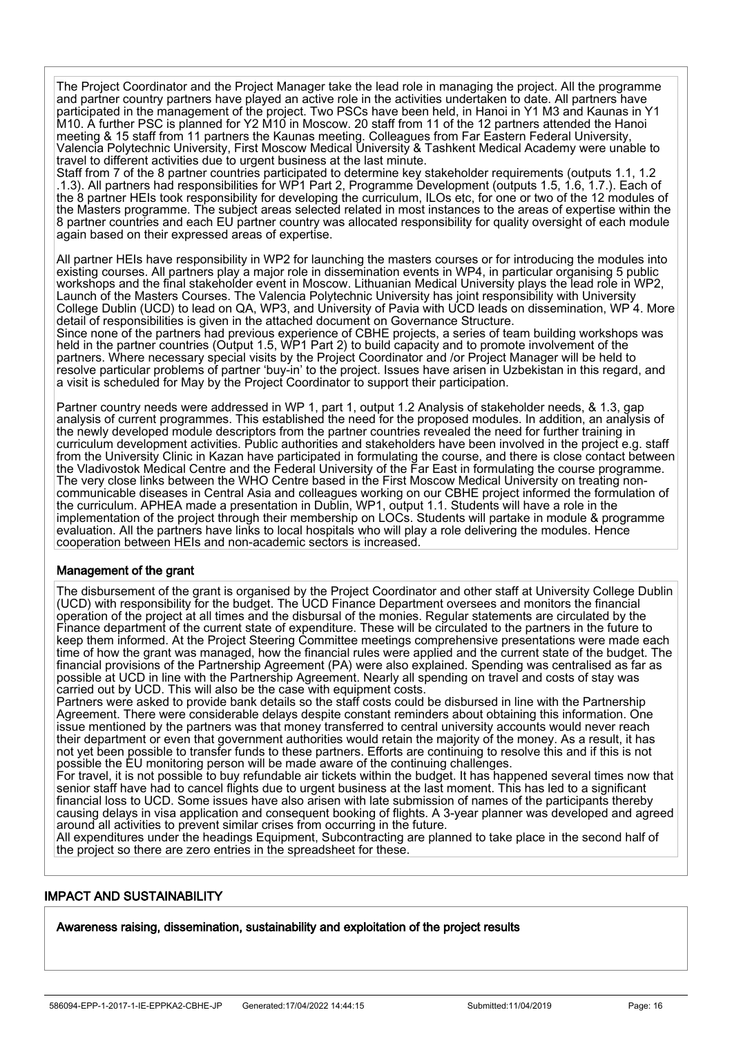The Project Coordinator and the Project Manager take the lead role in managing the project. All the programme and partner country partners have played an active role in the activities undertaken to date. All partners have participated in the management of the project. Two PSCs have been held, in Hanoi in Y1 M3 and Kaunas in Y1 M10. A further PSC is planned for Y2 M10 in Moscow. 20 staff from 11 of the 12 partners attended the Hanoi meeting & 15 staff from 11 partners the Kaunas meeting. Colleagues from Far Eastern Federal University, Valencia Polytechnic University, First Moscow Medical University & Tashkent Medical Academy were unable to travel to different activities due to urgent business at the last minute.
Staff from 7 of the 8 partner countries participated to determine key stakeholder requirements (outputs 1.1, 1.2 .1.3). All partners had responsibilities for WP1 Part 2, Programme Development (outputs 1.5, 1.6, 1.7.). Each of the 8 partner HEIs took responsibility for developing the curriculum, ILOs etc, for one or two of the 12 modules of the Masters programme. The subject areas selected related in most instances to the areas of expertise within the 8 partner countries and each EU partner country was allocated responsibility for quality oversight of each module again based on their expressed areas of expertise.

All partner HEIs have responsibility in WP2 for launching the masters courses or for introducing the modules into existing courses. All partners play a major role in dissemination events in WP4, in particular organising 5 public workshops and the final stakeholder event in Moscow. Lithuanian Medical University plays the lead role in WP2, Launch of the Masters Courses. The Valencia Polytechnic University has joint responsibility with University College Dublin (UCD) to lead on QA, WP3, and University of Pavia with UCD leads on dissemination, WP 4. More detail of responsibilities is given in the attached document on Governance Structure.
Since none of the partners had previous experience of CBHE projects, a series of team building workshops was held in the partner countries (Output 1.5, WP1 Part 2) to build capacity and to promote involvement of the partners. Where necessary special visits by the Project Coordinator and /or Project Manager will be held to resolve particular problems of partner 'buy-in' to the project. Issues have arisen in Uzbekistan in this regard, and a visit is scheduled for May by the Project Coordinator to support their participation.

Partner country needs were addressed in WP 1, part 1, output 1.2 Analysis of stakeholder needs, & 1.3, gap analysis of current programmes. This established the need for the proposed modules. In addition, an analysis of the newly developed module descriptors from the partner countries revealed the need for further training in curriculum development activities. Public authorities and stakeholders have been involved in the project e.g. staff from the University Clinic in Kazan have participated in formulating the course, and there is close contact between the Vladivostok Medical Centre and the Federal University of the Far East in formulating the course programme. The very close links between the WHO Centre based in the First Moscow Medical University on treating non-communicable diseases in Central Asia and colleagues working on our CBHE project informed the formulation of the curriculum. APHEA made a presentation in Dublin, WP1, output 1.1. Students will have a role in the implementation of the project through their membership on LOCs. Students will partake in module & programme evaluation. All the partners have links to local hospitals who will play a role delivering the modules. Hence cooperation between HEIs and non-academic sectors is increased.

### Management of the grant

The disbursement of the grant is organised by the Project Coordinator and other staff at University College Dublin (UCD) with responsibility for the budget. The UCD Finance Department oversees and monitors the financial operation of the project at all times and the disbursal of the monies. Regular statements are circulated by the Finance department of the current state of expenditure. These will be circulated to the partners in the future to keep them informed. At the Project Steering Committee meetings comprehensive presentations were made each time of how the grant was managed, how the financial rules were applied and the current state of the budget. The financial provisions of the Partnership Agreement (PA) were also explained. Spending was centralised as far as possible at UCD in line with the Partnership Agreement. Nearly all spending on travel and costs of stay was carried out by UCD. This will also be the case with equipment costs.
Partners were asked to provide bank details so the staff costs could be disbursed in line with the Partnership Agreement. There were considerable delays despite constant reminders about obtaining this information. One issue mentioned by the partners was that money transferred to central university accounts would never reach their department or even that government authorities would retain the majority of the money. As a result, it has not yet been possible to transfer funds to these partners. Efforts are continuing to resolve this and if this is not possible the EU monitoring person will be made aware of the continuing challenges.
For travel, it is not possible to buy refundable air tickets within the budget. It has happened several times now that senior staff have had to cancel flights due to urgent business at the last moment. This has led to a significant financial loss to UCD. Some issues have also arisen with late submission of names of the participants thereby causing delays in visa application and consequent booking of flights. A 3-year planner was developed and agreed around all activities to prevent similar crises from occurring in the future.
All expenditures under the headings Equipment, Subcontracting are planned to take place in the second half of the project so there are zero entries in the spreadsheet for these.

## IMPACT AND SUSTAINABILITY

### Awareness raising, dissemination, sustainability and exploitation of the project results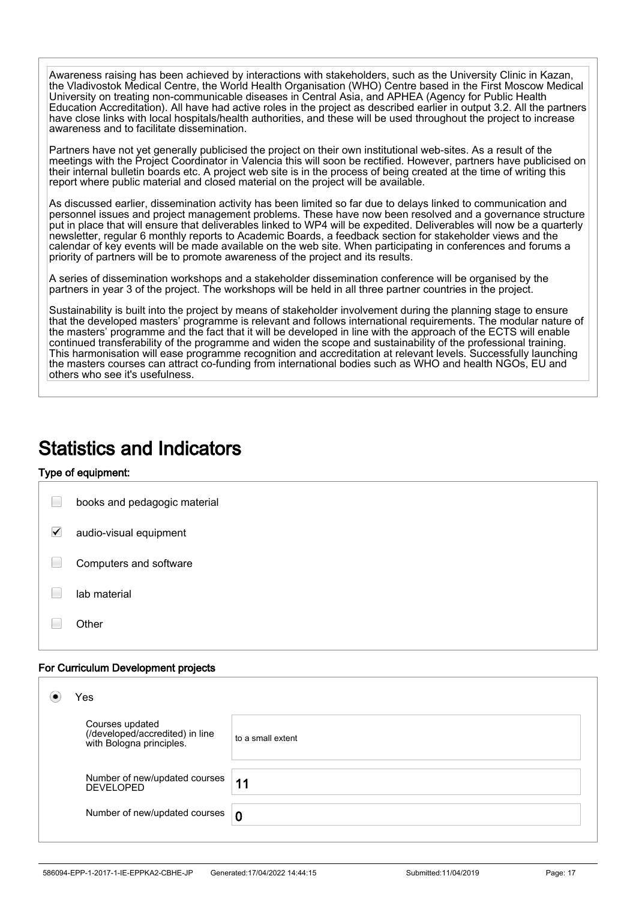Awareness raising has been achieved by interactions with stakeholders, such as the University Clinic in Kazan, the Vladivostok Medical Centre, the World Health Organisation (WHO) Centre based in the First Moscow Medical University on treating non-communicable diseases in Central Asia, and APHEA (Agency for Public Health Education Accreditation). All have had active roles in the project as described earlier in output 3.2. All the partners have close links with local hospitals/health authorities, and these will be used throughout the project to increase awareness and to facilitate dissemination.

Partners have not yet generally publicised the project on their own institutional web-sites. As a result of the meetings with the Project Coordinator in Valencia this will soon be rectified. However, partners have publicised on their internal bulletin boards etc. A project web site is in the process of being created at the time of writing this report where public material and closed material on the project will be available.

As discussed earlier, dissemination activity has been limited so far due to delays linked to communication and personnel issues and project management problems. These have now been resolved and a governance structure put in place that will ensure that deliverables linked to WP4 will be expedited. Deliverables will now be a quarterly newsletter, regular 6 monthly reports to Academic Boards, a feedback section for stakeholder views and the calendar of key events will be made available on the web site. When participating in conferences and forums a priority of partners will be to promote awareness of the project and its results.

A series of dissemination workshops and a stakeholder dissemination conference will be organised by the partners in year 3 of the project. The workshops will be held in all three partner countries in the project.

Sustainability is built into the project by means of stakeholder involvement during the planning stage to ensure that the developed masters' programme is relevant and follows international requirements. The modular nature of the masters' programme and the fact that it will be developed in line with the approach of the ECTS will enable continued transferability of the programme and widen the scope and sustainability of the professional training. This harmonisation will ease programme recognition and accreditation at relevant levels. Successfully launching the masters courses can attract co-funding from international bodies such as WHO and health NGOs, EU and others who see it's usefulness.

# Statistics and Indicators

**Type of equipment:**

- [ ] books and pedagogic material
- [x] audio-visual equipment
- [ ] Computers and software
- [ ] lab material
- [ ] Other

**For Curriculum Development projects**

(•) Yes

| | |
|---|---|
| Courses updated (/developed/accredited) in line with Bologna principles. | to a small extent |
| Number of new/updated courses DEVELOPED | 11 |
| Number of new/updated courses | 0 |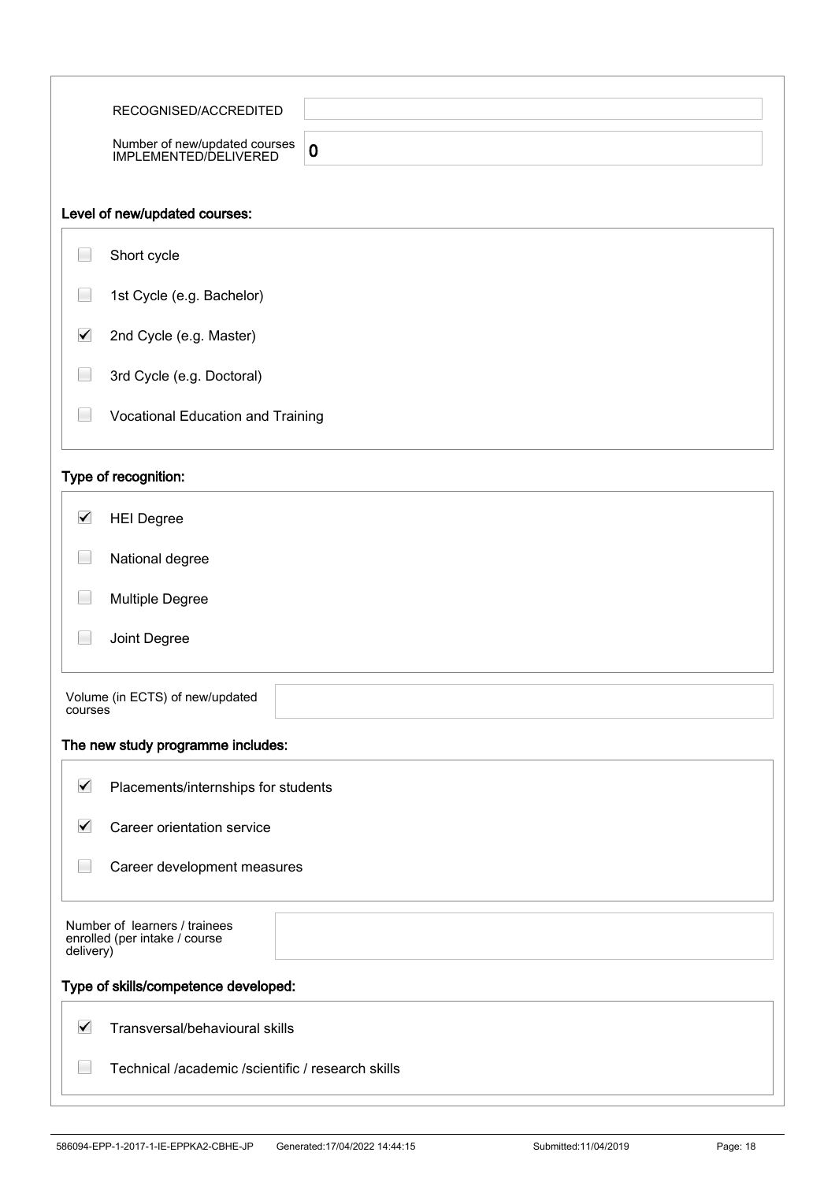| | |
|---|---|
| RECOGNISED/ACCREDITED | |
| Number of new/updated courses IMPLEMENTED/DELIVERED | 0 |

### Level of new/updated courses:

- [ ] Short cycle
- [ ] 1st Cycle (e.g. Bachelor)
- [x] 2nd Cycle (e.g. Master)
- [ ] 3rd Cycle (e.g. Doctoral)
- [ ] Vocational Education and Training

### Type of recognition:

- [x] HEI Degree
- [ ] National degree
- [ ] Multiple Degree
- [ ] Joint Degree

| | |
|---|---|
| Volume (in ECTS) of new/updated courses | |

### The new study programme includes:

- [x] Placements/internships for students
- [x] Career orientation service
- [ ] Career development measures

| | |
|---|---|
| Number of learners / trainees enrolled (per intake / course delivery) | |

### Type of skills/competence developed:

- [x] Transversal/behavioural skills
- [ ] Technical /academic /scientific / research skills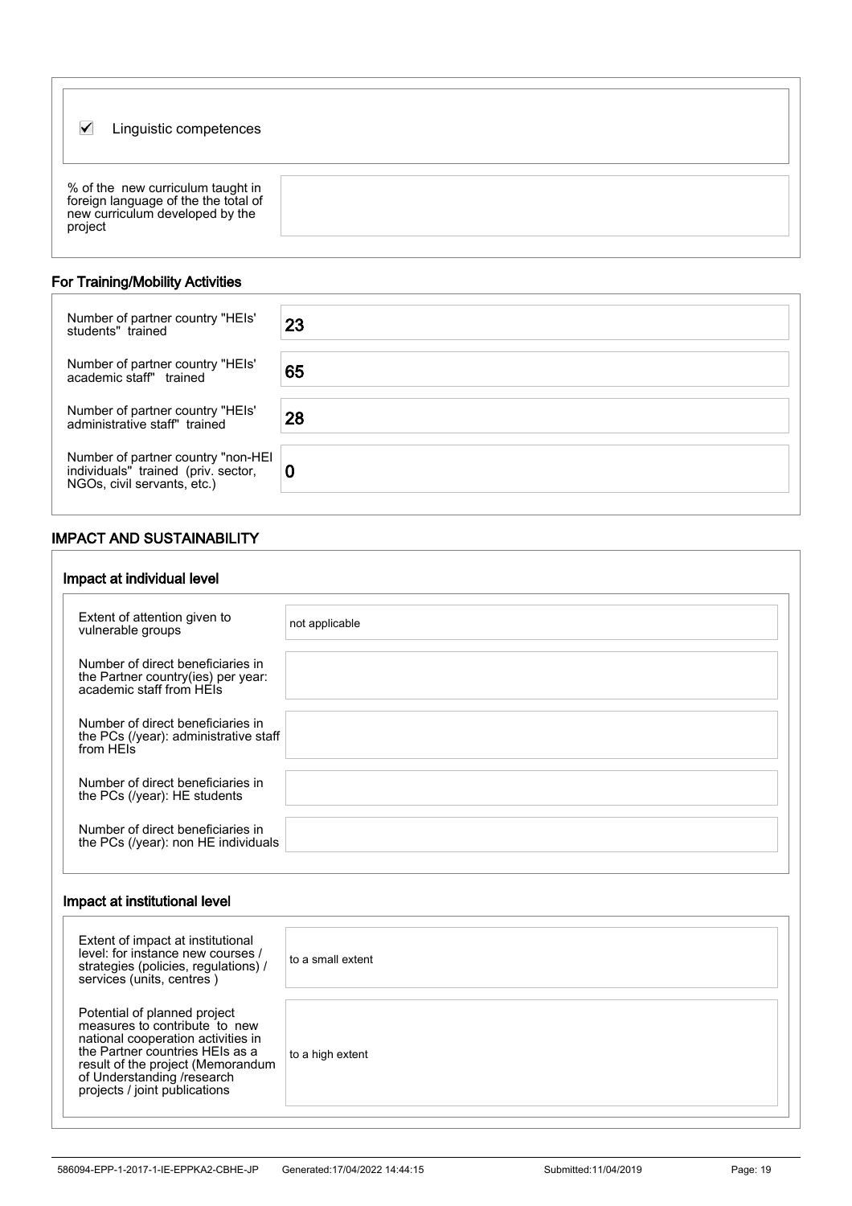☑ Linguistic competences

| % of the new curriculum taught in foreign language of the the total of new curriculum developed by the project | |
|---|---|

## For Training/Mobility Activities

| Number of partner country "HEIs' students" trained | 23 |
|---|---|
| Number of partner country "HEIs' academic staff" trained | 65 |
| Number of partner country "HEIs' administrative staff" trained | 28 |
| Number of partner country "non-HEI individuals" trained (priv. sector, NGOs, civil servants, etc.) | 0 |

## IMPACT AND SUSTAINABILITY

### Impact at individual level

| Extent of attention given to vulnerable groups | not applicable |
|---|---|
| Number of direct beneficiaries in the Partner country(ies) per year: academic staff from HEIs | |
| Number of direct beneficiaries in the PCs (/year): administrative staff from HEIs | |
| Number of direct beneficiaries in the PCs (/year): HE students | |
| Number of direct beneficiaries in the PCs (/year): non HE individuals | |

### Impact at institutional level

| Extent of impact at institutional level: for instance new courses / strategies (policies, regulations) / services (units, centres ) | to a small extent |
|---|---|
| Potential of planned project measures to contribute to new national cooperation activities in the Partner countries HEIs as a result of the project (Memorandum of Understanding /research projects / joint publications | to a high extent |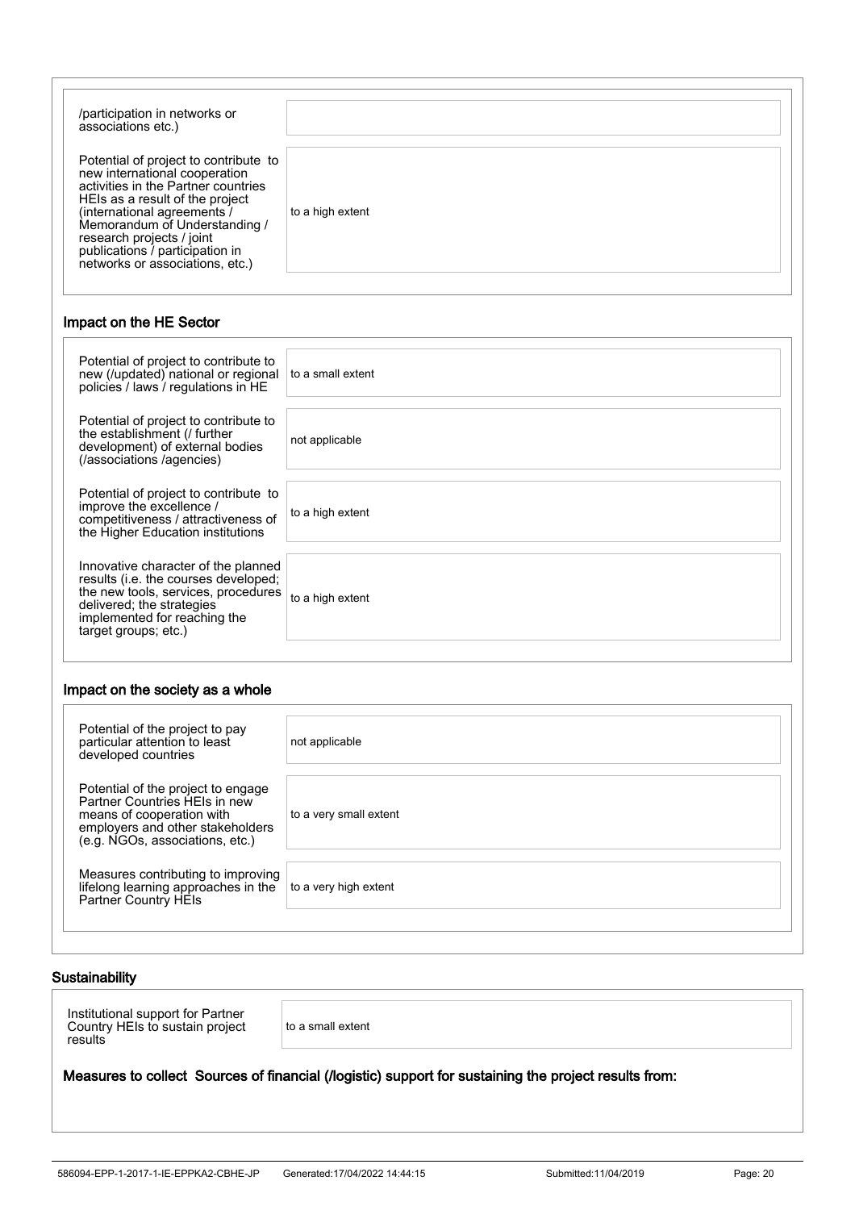| | |
|---|---|
| /participation in networks or associations etc.) | |
| Potential of project to contribute to new international cooperation activities in the Partner countries HEIs as a result of the project (international agreements / Memorandum of Understanding / research projects / joint publications / participation in networks or associations, etc.) | to a high extent |

### Impact on the HE Sector

| | |
|---|---|
| Potential of project to contribute to new (/updated) national or regional policies / laws / regulations in HE | to a small extent |
| Potential of project to contribute to the establishment (/ further development) of external bodies (/associations /agencies) | not applicable |
| Potential of project to contribute to improve the excellence / competitiveness / attractiveness of the Higher Education institutions | to a high extent |
| Innovative character of the planned results (i.e. the courses developed; the new tools, services, procedures delivered; the strategies implemented for reaching the target groups; etc.) | to a high extent |

### Impact on the society as a whole

| | |
|---|---|
| Potential of the project to pay particular attention to least developed countries | not applicable |
| Potential of the project to engage Partner Countries HEIs in new means of cooperation with employers and other stakeholders (e.g. NGOs, associations, etc.) | to a very small extent |
| Measures contributing to improving lifelong learning approaches in the Partner Country HEIs | to a very high extent |

## Sustainability

| | |
|---|---|
| Institutional support for Partner Country HEIs to sustain project results | to a small extent |

### Measures to collect Sources of financial (/logistic) support for sustaining the project results from: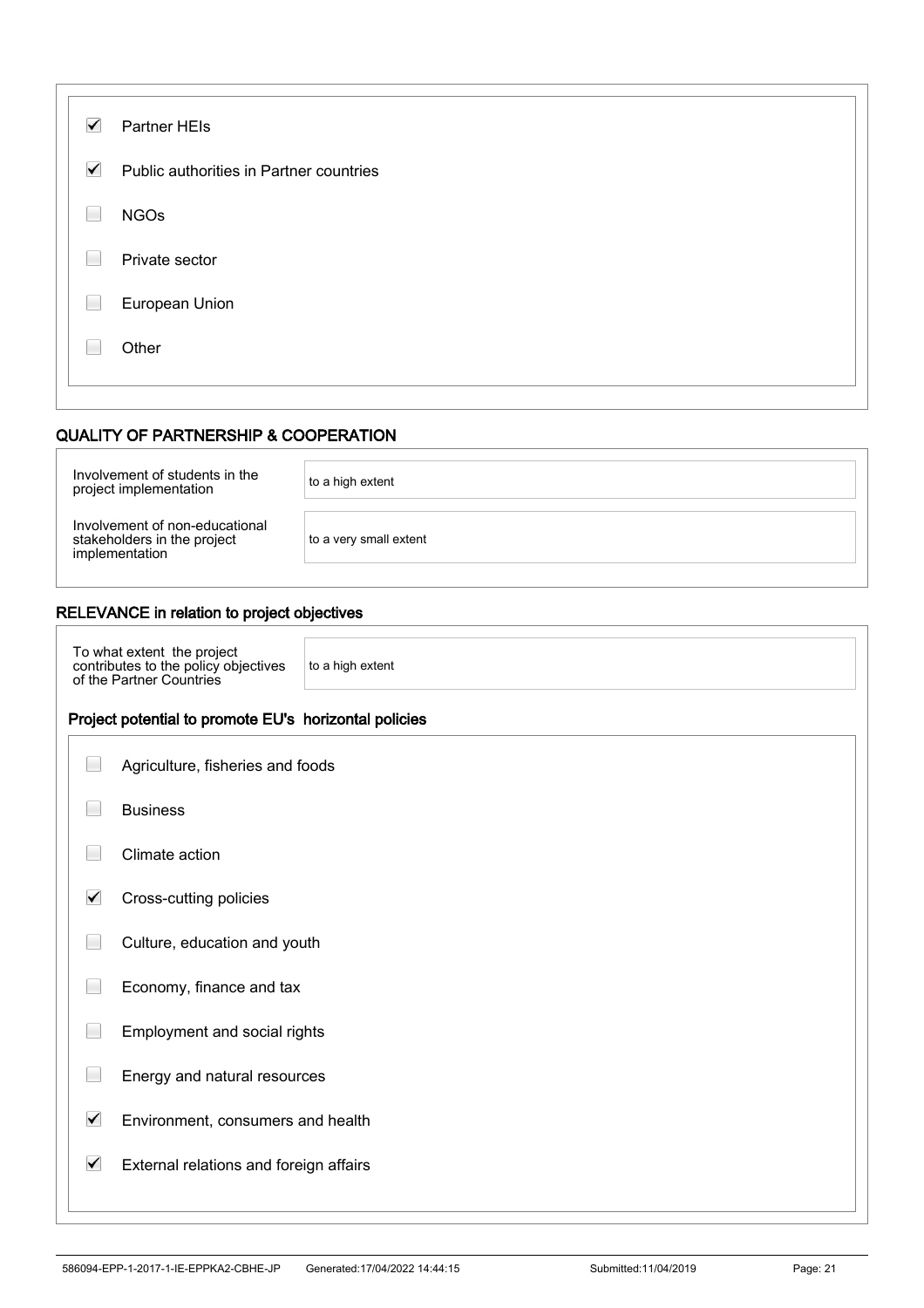- [x] Partner HEIs
- [x] Public authorities in Partner countries
- [ ] NGOs
- [ ] Private sector
- [ ] European Union
- [ ] Other

## QUALITY OF PARTNERSHIP & COOPERATION

| | |
|---|---|
| Involvement of students in the project implementation | to a high extent |
| Involvement of non-educational stakeholders in the project implementation | to a very small extent |

## RELEVANCE in relation to project objectives

| | |
|---|---|
| To what extent the project contributes to the policy objectives of the Partner Countries | to a high extent |

### Project potential to promote EU's horizontal policies

- [ ] Agriculture, fisheries and foods
- [ ] Business
- [ ] Climate action
- [x] Cross-cutting policies
- [ ] Culture, education and youth
- [ ] Economy, finance and tax
- [ ] Employment and social rights
- [ ] Energy and natural resources
- [x] Environment, consumers and health
- [x] External relations and foreign affairs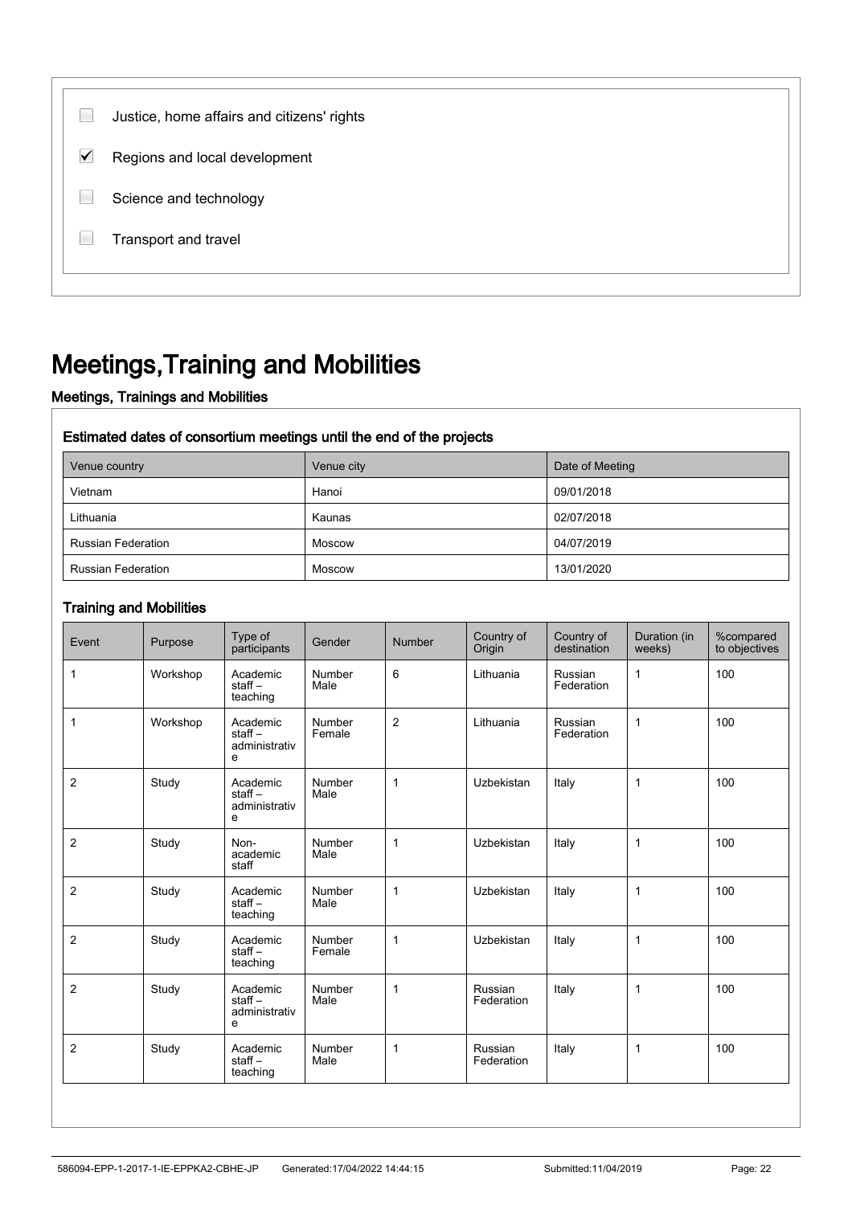- ☐ Justice, home affairs and citizens' rights
- ☑ Regions and local development
- ☐ Science and technology
- ☐ Transport and travel

# Meetings,Training and Mobilities

### Meetings, Trainings and Mobilities

#### Estimated dates of consortium meetings until the end of the projects

| Venue country | Venue city | Date of Meeting |
|---|---|---|
| Vietnam | Hanoi | 09/01/2018 |
| Lithuania | Kaunas | 02/07/2018 |
| Russian Federation | Moscow | 04/07/2019 |
| Russian Federation | Moscow | 13/01/2020 |

#### Training and Mobilities

| Event | Purpose | Type of participants | Gender | Number | Country of Origin | Country of destination | Duration (in weeks) | %compared to objectives |
|---|---|---|---|---|---|---|---|---|
| 1 | Workshop | Academic staff – teaching | Number Male | 6 | Lithuania | Russian Federation | 1 | 100 |
| 1 | Workshop | Academic staff – administrative | Number Female | 2 | Lithuania | Russian Federation | 1 | 100 |
| 2 | Study | Academic staff – administrative | Number Male | 1 | Uzbekistan | Italy | 1 | 100 |
| 2 | Study | Non-academic staff | Number Male | 1 | Uzbekistan | Italy | 1 | 100 |
| 2 | Study | Academic staff – teaching | Number Male | 1 | Uzbekistan | Italy | 1 | 100 |
| 2 | Study | Academic staff – teaching | Number Female | 1 | Uzbekistan | Italy | 1 | 100 |
| 2 | Study | Academic staff – administrative | Number Male | 1 | Russian Federation | Italy | 1 | 100 |
| 2 | Study | Academic staff – teaching | Number Male | 1 | Russian Federation | Italy | 1 | 100 |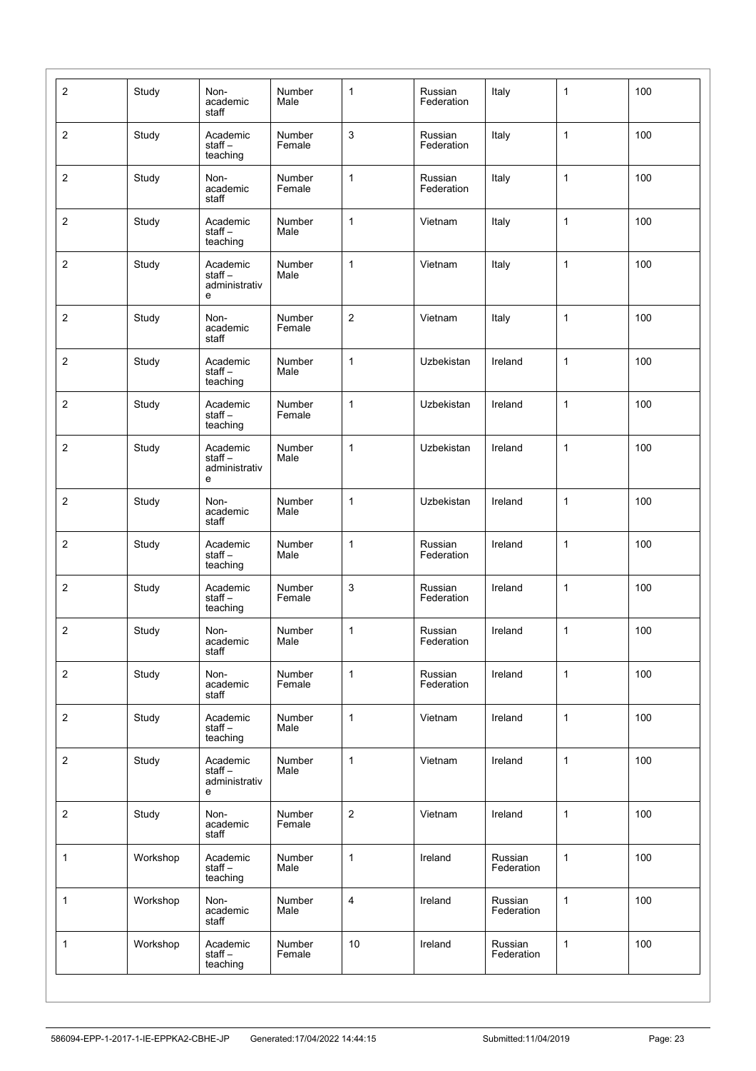| | | | | | | | | |
|---|---|---|---|---|---|---|---|---|
| 2 | Study | Non-academic staff | Number Male | 1 | Russian Federation | Italy | 1 | 100 |
| 2 | Study | Academic staff – teaching | Number Female | 3 | Russian Federation | Italy | 1 | 100 |
| 2 | Study | Non-academic staff | Number Female | 1 | Russian Federation | Italy | 1 | 100 |
| 2 | Study | Academic staff – teaching | Number Male | 1 | Vietnam | Italy | 1 | 100 |
| 2 | Study | Academic staff – administrative | Number Male | 1 | Vietnam | Italy | 1 | 100 |
| 2 | Study | Non-academic staff | Number Female | 2 | Vietnam | Italy | 1 | 100 |
| 2 | Study | Academic staff – teaching | Number Male | 1 | Uzbekistan | Ireland | 1 | 100 |
| 2 | Study | Academic staff – teaching | Number Female | 1 | Uzbekistan | Ireland | 1 | 100 |
| 2 | Study | Academic staff – administrative | Number Male | 1 | Uzbekistan | Ireland | 1 | 100 |
| 2 | Study | Non-academic staff | Number Male | 1 | Uzbekistan | Ireland | 1 | 100 |
| 2 | Study | Academic staff – teaching | Number Male | 1 | Russian Federation | Ireland | 1 | 100 |
| 2 | Study | Academic staff – teaching | Number Female | 3 | Russian Federation | Ireland | 1 | 100 |
| 2 | Study | Non-academic staff | Number Male | 1 | Russian Federation | Ireland | 1 | 100 |
| 2 | Study | Non-academic staff | Number Female | 1 | Russian Federation | Ireland | 1 | 100 |
| 2 | Study | Academic staff – teaching | Number Male | 1 | Vietnam | Ireland | 1 | 100 |
| 2 | Study | Academic staff – administrative | Number Male | 1 | Vietnam | Ireland | 1 | 100 |
| 2 | Study | Non-academic staff | Number Female | 2 | Vietnam | Ireland | 1 | 100 |
| 1 | Workshop | Academic staff – teaching | Number Male | 1 | Ireland | Russian Federation | 1 | 100 |
| 1 | Workshop | Non-academic staff | Number Male | 4 | Ireland | Russian Federation | 1 | 100 |
| 1 | Workshop | Academic staff – teaching | Number Female | 10 | Ireland | Russian Federation | 1 | 100 |

586094-EPP-1-2017-1-IE-EPPKA2-CBHE-JP Generated:17/04/2022 14:44:15 Submitted:11/04/2019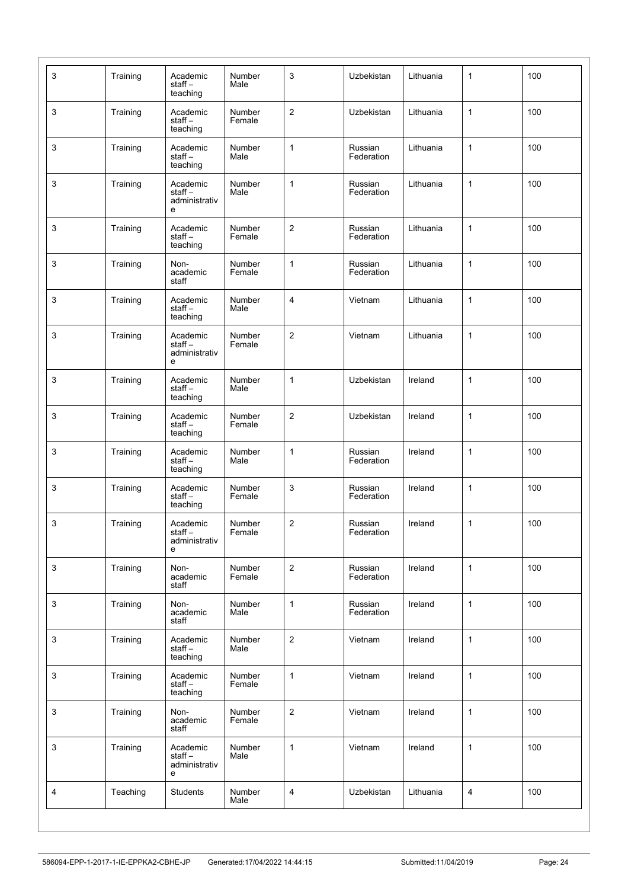| | | | | | | | | |
|---|---|---|---|---|---|---|---|---|
| 3 | Training | Academic staff – teaching | Number Male | 3 | Uzbekistan | Lithuania | 1 | 100 |
| 3 | Training | Academic staff – teaching | Number Female | 2 | Uzbekistan | Lithuania | 1 | 100 |
| 3 | Training | Academic staff – teaching | Number Male | 1 | Russian Federation | Lithuania | 1 | 100 |
| 3 | Training | Academic staff – administrative | Number Male | 1 | Russian Federation | Lithuania | 1 | 100 |
| 3 | Training | Academic staff – teaching | Number Female | 2 | Russian Federation | Lithuania | 1 | 100 |
| 3 | Training | Non-academic staff | Number Female | 1 | Russian Federation | Lithuania | 1 | 100 |
| 3 | Training | Academic staff – teaching | Number Male | 4 | Vietnam | Lithuania | 1 | 100 |
| 3 | Training | Academic staff – administrative | Number Female | 2 | Vietnam | Lithuania | 1 | 100 |
| 3 | Training | Academic staff – teaching | Number Male | 1 | Uzbekistan | Ireland | 1 | 100 |
| 3 | Training | Academic staff – teaching | Number Female | 2 | Uzbekistan | Ireland | 1 | 100 |
| 3 | Training | Academic staff – teaching | Number Male | 1 | Russian Federation | Ireland | 1 | 100 |
| 3 | Training | Academic staff – teaching | Number Female | 3 | Russian Federation | Ireland | 1 | 100 |
| 3 | Training | Academic staff – administrative | Number Female | 2 | Russian Federation | Ireland | 1 | 100 |
| 3 | Training | Non-academic staff | Number Female | 2 | Russian Federation | Ireland | 1 | 100 |
| 3 | Training | Non-academic staff | Number Male | 1 | Russian Federation | Ireland | 1 | 100 |
| 3 | Training | Academic staff – teaching | Number Male | 2 | Vietnam | Ireland | 1 | 100 |
| 3 | Training | Academic staff – teaching | Number Female | 1 | Vietnam | Ireland | 1 | 100 |
| 3 | Training | Non-academic staff | Number Female | 2 | Vietnam | Ireland | 1 | 100 |
| 3 | Training | Academic staff – administrative | Number Male | 1 | Vietnam | Ireland | 1 | 100 |
| 4 | Teaching | Students | Number Male | 4 | Uzbekistan | Lithuania | 4 | 100 |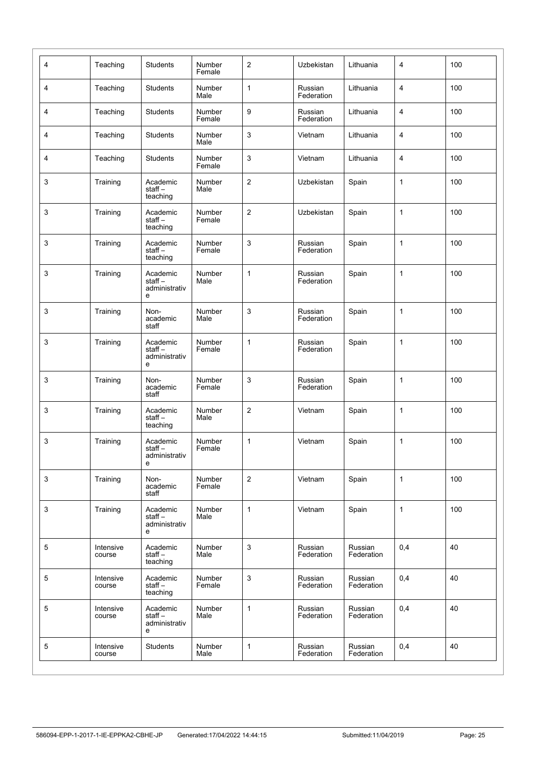| | | | | | | | | |
|---|---|---|---|---|---|---|---|---|
| 4 | Teaching | Students | Number Female | 2 | Uzbekistan | Lithuania | 4 | 100 |
| 4 | Teaching | Students | Number Male | 1 | Russian Federation | Lithuania | 4 | 100 |
| 4 | Teaching | Students | Number Female | 9 | Russian Federation | Lithuania | 4 | 100 |
| 4 | Teaching | Students | Number Male | 3 | Vietnam | Lithuania | 4 | 100 |
| 4 | Teaching | Students | Number Female | 3 | Vietnam | Lithuania | 4 | 100 |
| 3 | Training | Academic staff – teaching | Number Male | 2 | Uzbekistan | Spain | 1 | 100 |
| 3 | Training | Academic staff – teaching | Number Female | 2 | Uzbekistan | Spain | 1 | 100 |
| 3 | Training | Academic staff – teaching | Number Female | 3 | Russian Federation | Spain | 1 | 100 |
| 3 | Training | Academic staff – administrative | Number Male | 1 | Russian Federation | Spain | 1 | 100 |
| 3 | Training | Non-academic staff | Number Male | 3 | Russian Federation | Spain | 1 | 100 |
| 3 | Training | Academic staff – administrative | Number Female | 1 | Russian Federation | Spain | 1 | 100 |
| 3 | Training | Non-academic staff | Number Female | 3 | Russian Federation | Spain | 1 | 100 |
| 3 | Training | Academic staff – teaching | Number Male | 2 | Vietnam | Spain | 1 | 100 |
| 3 | Training | Academic staff – administrative | Number Female | 1 | Vietnam | Spain | 1 | 100 |
| 3 | Training | Non-academic staff | Number Female | 2 | Vietnam | Spain | 1 | 100 |
| 3 | Training | Academic staff – administrative | Number Male | 1 | Vietnam | Spain | 1 | 100 |
| 5 | Intensive course | Academic staff – teaching | Number Male | 3 | Russian Federation | Russian Federation | 0,4 | 40 |
| 5 | Intensive course | Academic staff – teaching | Number Female | 3 | Russian Federation | Russian Federation | 0,4 | 40 |
| 5 | Intensive course | Academic staff – administrative | Number Male | 1 | Russian Federation | Russian Federation | 0,4 | 40 |
| 5 | Intensive course | Students | Number Male | 1 | Russian Federation | Russian Federation | 0,4 | 40 |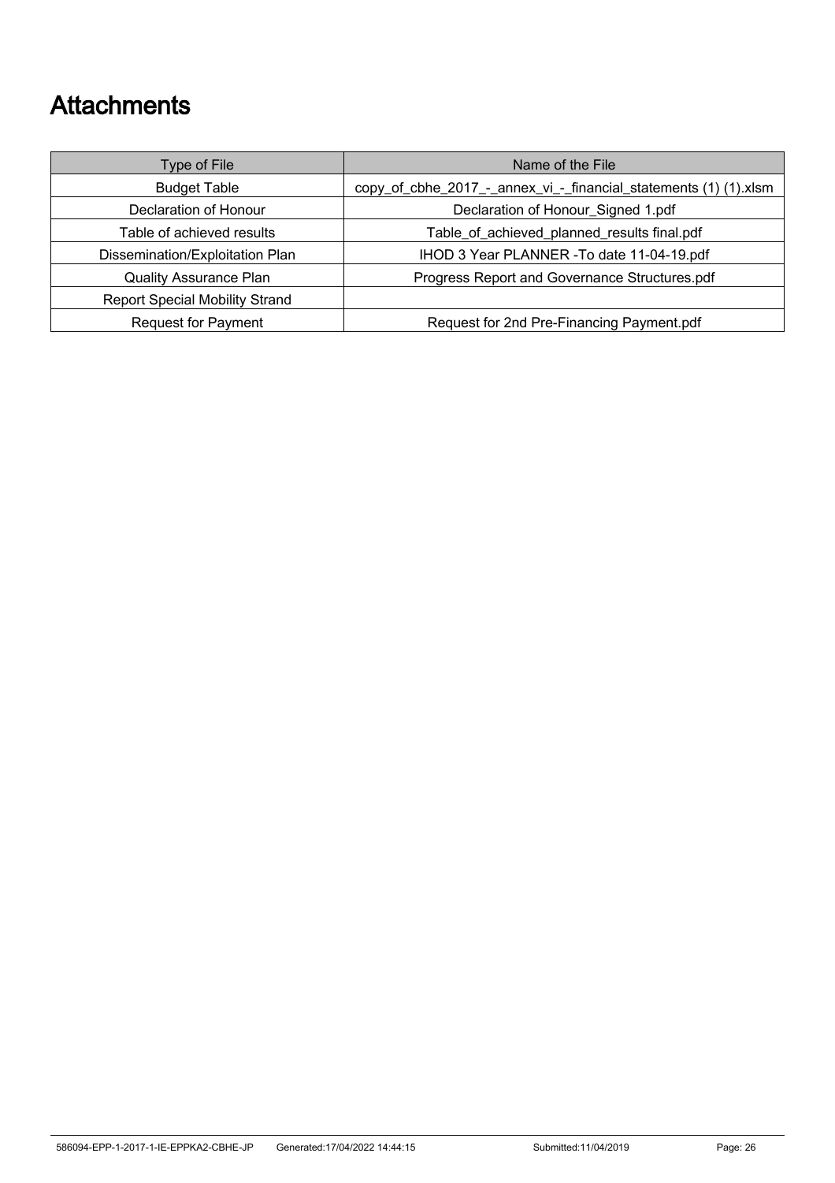# Attachments

| Type of File | Name of the File |
|---|---|
| Budget Table | copy_of_cbhe_2017_-_annex_vi_-_financial_statements (1) (1).xlsm |
| Declaration of Honour | Declaration of Honour_Signed 1.pdf |
| Table of achieved results | Table_of_achieved_planned_results final.pdf |
| Dissemination/Exploitation Plan | IHOD 3 Year PLANNER -To date 11-04-19.pdf |
| Quality Assurance Plan | Progress Report and Governance Structures.pdf |
| Report Special Mobility Strand | |
| Request for Payment | Request for 2nd Pre-Financing Payment.pdf |